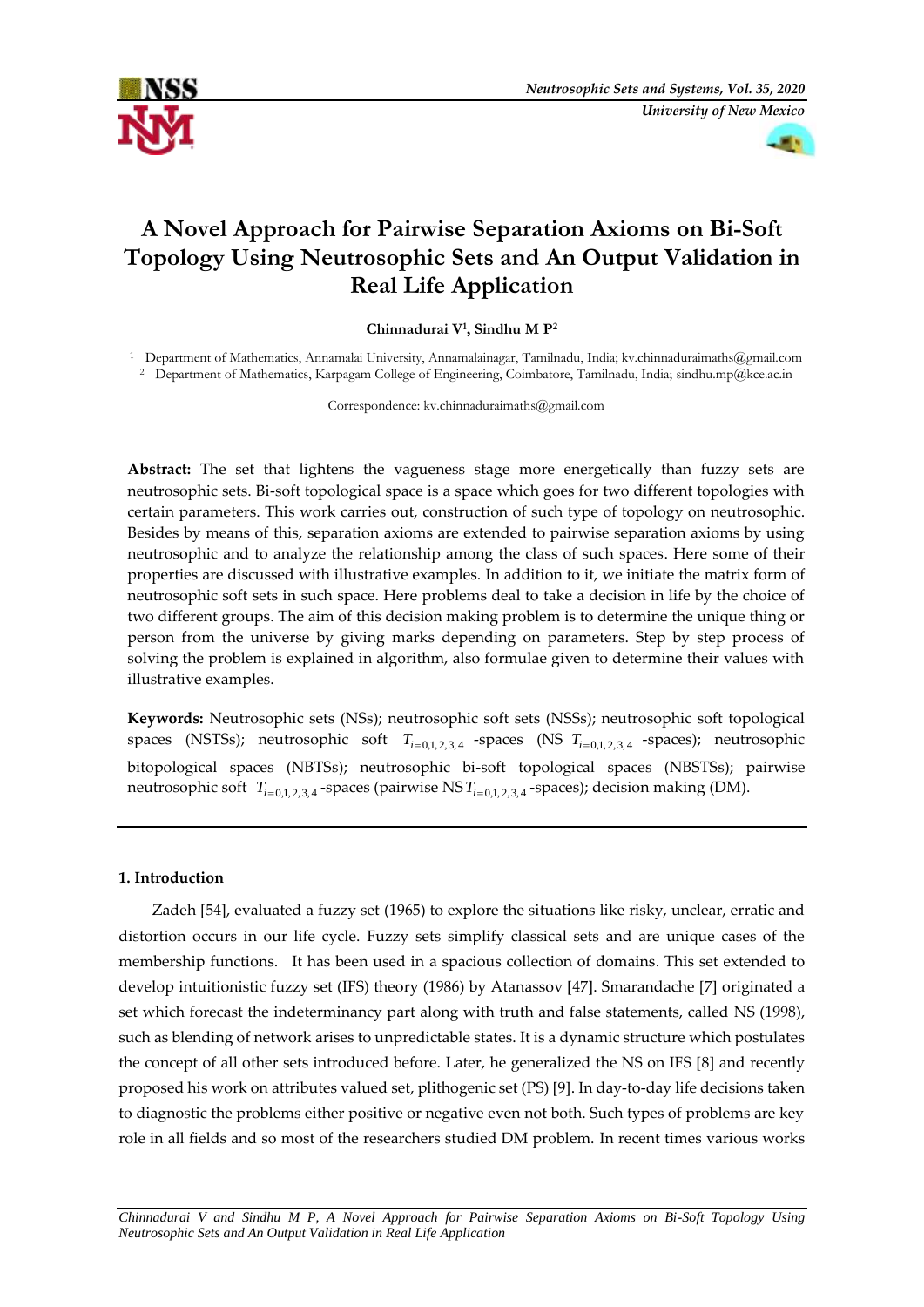# A Novel Approach for Pairwise Separation Axioms on Bi-Soft Topology Using Neutrosophic Sets and An Output Validation in Real Life Application

**Chinnadurai V[1], Sindhu M P[2]**

[1] Department of Mathematics, Annamalai University, Annamalainagar, Tamilnadu, India; kv.chinnaduraimaths@gmail.com

[2] Department of Mathematics, Karpagam College of Engineering, Coimbatore, Tamilnadu, India; sindhu.mp@kce.ac.in

Correspondence: kv.chinnaduraimaths@gmail.com

**Abstract:** The set that lightens the vagueness stage more energetically than fuzzy sets are neutrosophic sets. Bi-soft topological space is a space which goes for two different topologies with certain parameters. This work carries out, construction of such type of topology on neutrosophic. Besides by means of this, separation axioms are extended to pairwise separation axioms by using neutrosophic and to analyze the relationship among the class of such spaces. Here some of their properties are discussed with illustrative examples. In addition to it, we initiate the matrix form of neutrosophic soft sets in such space. Here problems deal to take a decision in life by the choice of two different groups. The aim of this decision making problem is to determine the unique thing or person from the universe by giving marks depending on parameters. Step by step process of solving the problem is explained in algorithm, also formulae given to determine their values with illustrative examples.

**Keywords:** Neutrosophic sets (NSs); neutrosophic soft sets (NSSs); neutrosophic soft topological spaces (NSTSs); neutrosophic soft $T_{i=0,1,2,3,4}$ -spaces (NS $T_{i=0,1,2,3,4}$ -spaces); neutrosophic bitopological spaces (NBTSs); neutrosophic bi-soft topological spaces (NBSTSs); pairwise neutrosophic soft $T_{i=0,1,2,3,4}$ -spaces (pairwise NS $T_{i=0,1,2,3,4}$ -spaces); decision making (DM).

## 1. Introduction

Zadeh [54], evaluated a fuzzy set (1965) to explore the situations like risky, unclear, erratic and distortion occurs in our life cycle. Fuzzy sets simplify classical sets and are unique cases of the membership functions. It has been used in a spacious collection of domains. This set extended to develop intuitionistic fuzzy set (IFS) theory (1986) by Atanassov [47]. Smarandache [7] originated a set which forecast the indeterminancy part along with truth and false statements, called NS (1998), such as blending of network arises to unpredictable states. It is a dynamic structure which postulates the concept of all other sets introduced before. Later, he generalized the NS on IFS [8] and recently proposed his work on attributes valued set, plithogenic set (PS) [9]. In day-to-day life decisions taken to diagnostic the problems either positive or negative even not both. Such types of problems are key role in all fields and so most of the researchers studied DM problem. In recent times various works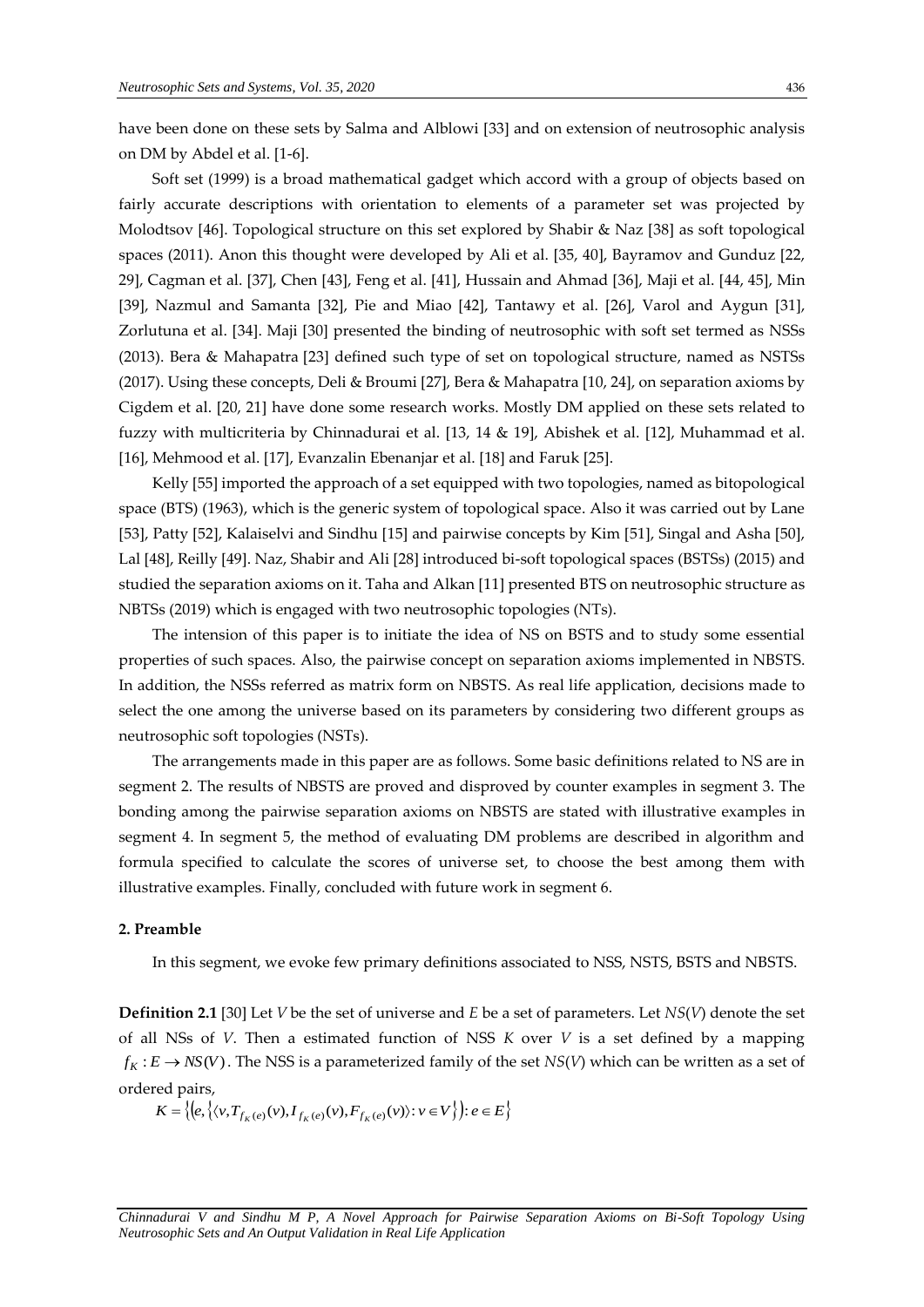have been done on these sets by Salma and Alblowi [33] and on extension of neutrosophic analysis on DM by Abdel et al. [1-6].

Soft set (1999) is a broad mathematical gadget which accord with a group of objects based on fairly accurate descriptions with orientation to elements of a parameter set was projected by Molodtsov [46]. Topological structure on this set explored by Shabir & Naz [38] as soft topological spaces (2011). Anon this thought were developed by Ali et al. [35, 40], Bayramov and Gunduz [22, 29], Cagman et al. [37], Chen [43], Feng et al. [41], Hussain and Ahmad [36], Maji et al. [44, 45], Min [39], Nazmul and Samanta [32], Pie and Miao [42], Tantawy et al. [26], Varol and Aygun [31], Zorlutuna et al. [34]. Maji [30] presented the binding of neutrosophic with soft set termed as NSSs (2013). Bera & Mahapatra [23] defined such type of set on topological structure, named as NSTSs (2017). Using these concepts, Deli & Broumi [27], Bera & Mahapatra [10, 24], on separation axioms by Cigdem et al. [20, 21] have done some research works. Mostly DM applied on these sets related to fuzzy with multicriteria by Chinnadurai et al. [13, 14 & 19], Abishek et al. [12], Muhammad et al. [16], Mehmood et al. [17], Evanzalin Ebenanjar et al. [18] and Faruk [25].

Kelly [55] imported the approach of a set equipped with two topologies, named as bitopological space (BTS) (1963), which is the generic system of topological space. Also it was carried out by Lane [53], Patty [52], Kalaiselvi and Sindhu [15] and pairwise concepts by Kim [51], Singal and Asha [50], Lal [48], Reilly [49]. Naz, Shabir and Ali [28] introduced bi-soft topological spaces (BSTSs) (2015) and studied the separation axioms on it. Taha and Alkan [11] presented BTS on neutrosophic structure as NBTSs (2019) which is engaged with two neutrosophic topologies (NTs).

The intension of this paper is to initiate the idea of NS on BSTS and to study some essential properties of such spaces. Also, the pairwise concept on separation axioms implemented in NBSTS. In addition, the NSSs referred as matrix form on NBSTS. As real life application, decisions made to select the one among the universe based on its parameters by considering two different groups as neutrosophic soft topologies (NSTs).

The arrangements made in this paper are as follows. Some basic definitions related to NS are in segment 2. The results of NBSTS are proved and disproved by counter examples in segment 3. The bonding among the pairwise separation axioms on NBSTS are stated with illustrative examples in segment 4. In segment 5, the method of evaluating DM problems are described in algorithm and formula specified to calculate the scores of universe set, to choose the best among them with illustrative examples. Finally, concluded with future work in segment 6.

## 2. Preamble

In this segment, we evoke few primary definitions associated to NSS, NSTS, BSTS and NBSTS.

**Definition 2.1** [30] Let $V$ be the set of universe and $E$ be a set of parameters. Let $NS(V)$ denote the set of all NSs of $V$. Then a estimated function of NSS $K$ over $V$ is a set defined by a mapping $f_K : E \to NS(V)$. The NSS is a parameterized family of the set $NS(V)$ which can be written as a set of ordered pairs,

$$K = \left\{\left(e, \left\{\langle v, T_{f_K(e)}(v), I_{f_K(e)}(v), F_{f_K(e)}(v)\rangle : v \in V\right\}\right) : e \in E\right\}$$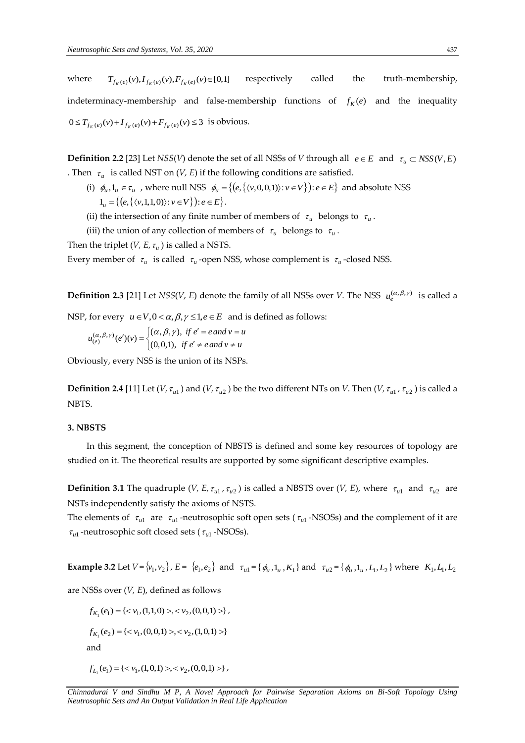where $T_{f_K(e)}(v), I_{f_K(e)}(v), F_{f_K(e)}(v) \in [0,1]$ respectively called the truth-membership, indeterminacy-membership and false-membership functions of $f_K(e)$ and the inequality $0 \le T_{f_K(e)}(v) + I_{f_K(e)}(v) + F_{f_K(e)}(v) \le 3$ is obvious.

**Definition 2.2** [23] Let *NSS*(*V*) denote the set of all NSSs of *V* through all $e \in E$ and $\tau_u \subset NSS(V,E)$. Then $\tau_u$ is called NST on (*V, E*) if the following conditions are satisfied.

(i) $\phi_u, 1_u \in \tau_u$, where null NSS $\phi_u = \{(e, \{\langle v, 0, 0, 1 \rangle\} : v \in V\}) : e \in E\}$ and absolute NSS $1_u = \{(e, \{\langle v, 1, 1, 0 \rangle\} : v \in V\}) : e \in E\}$.

(ii) the intersection of any finite number of members of $\tau_u$ belongs to $\tau_u$.

(iii) the union of any collection of members of $\tau_u$ belongs to $\tau_u$.

Then the triplet (*V, E,* $\tau_u$) is called a NSTS.

Every member of $\tau_u$ is called $\tau_u$-open NSS, whose complement is $\tau_u$-closed NSS.

**Definition 2.3** [21] Let *NSS*(*V, E*) denote the family of all NSSs over *V*. The NSS $u_e^{(\alpha,\beta,\gamma)}$ is called a NSP, for every $u \in V, 0 < \alpha, \beta, \gamma \le 1, e \in E$ and is defined as follows:

$$u_{(e)}^{(\alpha,\beta,\gamma)}(e')(v) = \begin{cases} (\alpha, \beta, \gamma), & if\ e' = e\ and\ v = u \\ (0,0,1), & if\ e' \ne e\ and\ v \ne u \end{cases}$$

Obviously, every NSS is the union of its NSPs.

**Definition 2.4** [11] Let (*V,* $\tau_{u1}$) and (*V,* $\tau_{u2}$) be the two different NTs on *V*. Then (*V,* $\tau_{u1}, \tau_{u2}$) is called a NBTS.

### 3. NBSTS

In this segment, the conception of NBSTS is defined and some key resources of topology are studied on it. The theoretical results are supported by some significant descriptive examples.

**Definition 3.1** The quadruple (*V, E,* $\tau_{u1}, \tau_{u2}$) is called a NBSTS over (*V, E*), where $\tau_{u1}$ and $\tau_{u2}$ are NSTs independently satisfy the axioms of NSTS.

The elements of $\tau_{u1}$ are $\tau_{u1}$-neutrosophic soft open sets ($\tau_{u1}$-NSOSs) and the complement of it are $\tau_{u1}$-neutrosophic soft closed sets ($\tau_{u1}$-NSOSs).

**Example 3.2** Let $V = \{v_1, v_2\}$, $E = \{e_1, e_2\}$ and $\tau_{u1} = \{\phi_u, 1_u, K_1\}$ and $\tau_{u2} = \{\phi_u, 1_u, L_1, L_2\}$ where $K_1, L_1, L_2$ are NSSs over (*V, E*), defined as follows

$f_{K_1}(e_1) = \{< v_1, (1,1,0) >, < v_2, (0,0,1) >\}$,

$f_{K_1}(e_2) = \{< v_1, (0,0,1) >, < v_2, (1,0,1) >\}$

and

$f_{L_1}(e_1) = \{< v_1, (1,0,1) >, < v_2, (0,0,1) >\}$,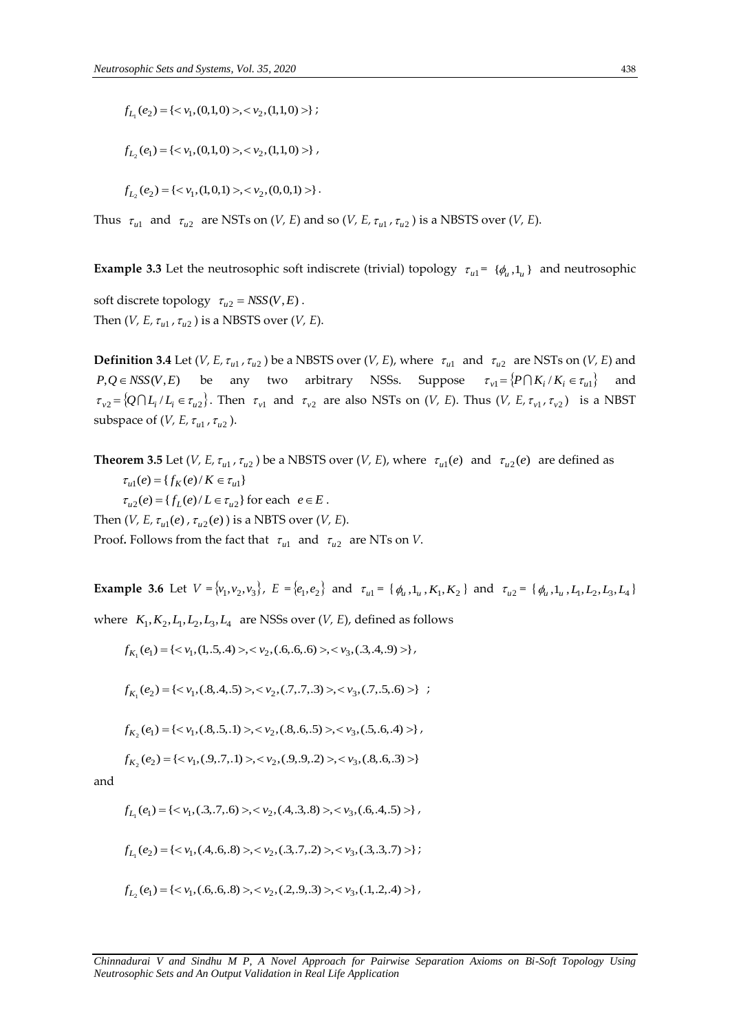$f_{L_1}(e_2) = \{< v_1, (0,1,0) >, < v_2, (1,1,0) >\}$ ;

$f_{L_2}(e_1) = \{< v_1, (0,1,0) >, < v_2, (1,1,0) >\}$ ,

$f_{L_2}(e_2) = \{< v_1, (1,0,1) >, < v_2, (0,0,1) >\}$ .

Thus $\tau_{u1}$ and $\tau_{u2}$ are NSTs on (*V*, *E*) and so (*V*, *E*, $\tau_{u1}$ , $\tau_{u2}$ ) is a NBSTS over (*V*, *E*).

**Example 3.3** Let the neutrosophic soft indiscrete (trivial) topology $\tau_{u1} = \{\phi_u, 1_u\}$ and neutrosophic soft discrete topology $\tau_{u2} = NSS(V, E)$ .

Then (*V*, *E*, $\tau_{u1}$ , $\tau_{u2}$ ) is a NBSTS over (*V*, *E*).

**Definition 3.4** Let (*V*, *E*, $\tau_{u1}$ , $\tau_{u2}$ ) be a NBSTS over (*V*, *E*), where $\tau_{u1}$ and $\tau_{u2}$ are NSTs on (*V*, *E*) and $P, Q \in NSS(V, E)$ be any two arbitrary NSSs. Suppose $\tau_{v1} = \{P \cap K_i / K_i \in \tau_{u1}\}$ and $\tau_{v2} = \{Q \cap L_i / L_i \in \tau_{u2}\}$. Then $\tau_{v1}$ and $\tau_{v2}$ are also NSTs on (*V*, *E*). Thus (*V*, *E*, $\tau_{v1}$ , $\tau_{v2}$ ) is a NBST subspace of (*V*, *E*, $\tau_{u1}$ , $\tau_{u2}$ ).

**Theorem 3.5** Let (*V*, *E*, $\tau_{u1}$ , $\tau_{u2}$ ) be a NBSTS over (*V*, *E*), where $\tau_{u1}(e)$ and $\tau_{u2}(e)$ are defined as

$\tau_{u1}(e) = \{ f_K(e) / K \in \tau_{u1}\}$

$\tau_{u2}(e) = \{ f_L(e) / L \in \tau_{u2}\}$ for each $e \in E$ .

Then (*V*, *E*, $\tau_{u1}(e)$ , $\tau_{u2}(e)$ ) is a NBTS over (*V*, *E*).

Proof. Follows from the fact that $\tau_{u1}$ and $\tau_{u2}$ are NTs on *V*.

**Example 3.6** Let $V = \{v_1, v_2, v_3\}$, $E = \{e_1, e_2\}$ and $\tau_{u1} = \{\phi_u, 1_u, K_1, K_2\}$ and $\tau_{u2} = \{\phi_u, 1_u, L_1, L_2, L_3, L_4\}$ where $K_1, K_2, L_1, L_2, L_3, L_4$ are NSSs over (*V*, *E*), defined as follows

$f_{K_1}(e_1) = \{< v_1, (1,.5,.4) >, < v_2, (.6,.6,.6) >, < v_3, (.3,.4,.9) >\}$ ,

$f_{K_1}(e_2) = \{< v_1, (.8,.4,.5) >, < v_2, (.7,.7,.3) >, < v_3, (.7,.5,.6) >\}$ ;

$f_{K_2}(e_1) = \{< v_1, (.8,.5,.1) >, < v_2, (.8,.6,.5) >, < v_3, (.5,.6,.4) >\}$ ,

$f_{K_2}(e_2) = \{< v_1, (.9,.7,.1) >, < v_2, (.9,.9,.2) >, < v_3, (.8,.6,.3) >\}$

and

$f_{L_1}(e_1) = \{< v_1, (.3,.7,.6) >, < v_2, (.4,.3,.8) >, < v_3, (.6,.4,.5) >\}$ ,

$f_{L_1}(e_2) = \{< v_1, (.4,.6,.8) >, < v_2, (.3,.7,.2) >, < v_3, (.3,.3,.7) >\}$ ;

$f_{L_2}(e_1) = \{< v_1, (.6,.6,.8) >, < v_2, (.2,.9,.3) >, < v_3, (.1,.2,.4) >\}$ ,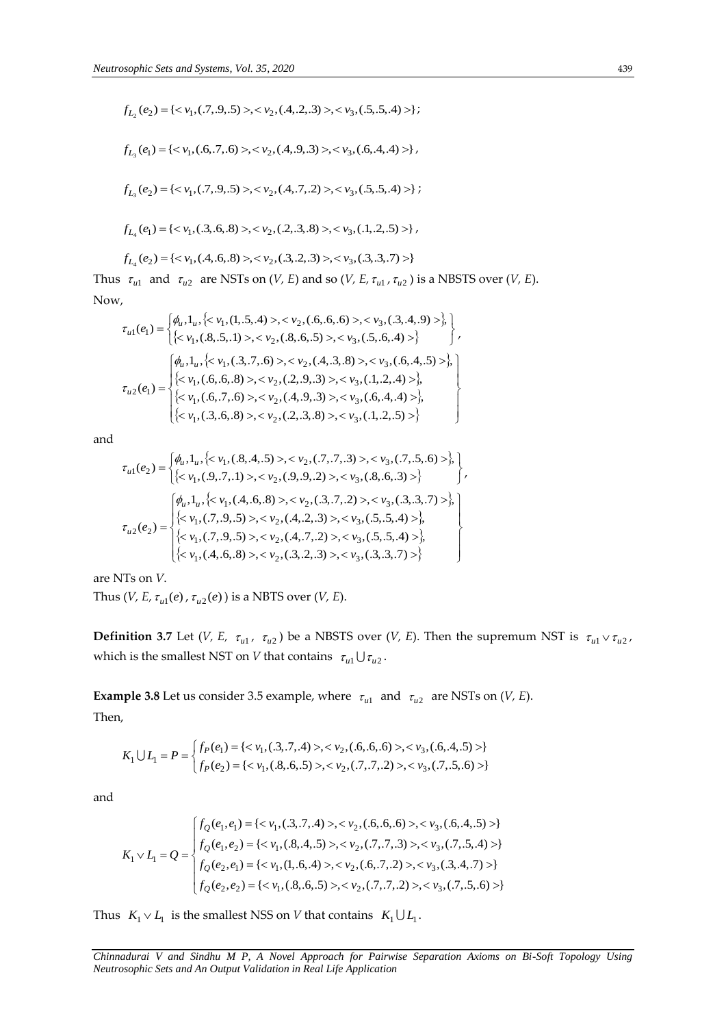$$f_{L_2}(e_2) = \{< v_1, (.7,.9,.5) >, < v_2, (.4,.2,.3) >, < v_3, (.5,.5,.4) >\};$$

$$f_{L_3}(e_1) = \{< v_1, (.6,.7,.6) >, < v_2, (.4,.9,.3) >, < v_3, (.6,.4,.4) >\},$$

$$f_{L_3}(e_2) = \{< v_1, (.7,.9,.5) >, < v_2, (.4,.7,.2) >, < v_3, (.5,.5,.4) >\};$$

$$f_{L_4}(e_1) = \{< v_1, (.3,.6,.8) >, < v_2, (.2,.3,.8) >, < v_3, (.1,.2,.5) >\},$$

$$f_{L_4}(e_2) = \{< v_1, (.4,.6,.8) >, < v_2, (.3,.2,.3) >, < v_3, (.3,.3,.7) >\}$$

Thus $\tau_{u1}$ and $\tau_{u2}$ are NSTs on (*V, E*) and so (*V, E,* $\tau_{u1}, \tau_{u2}$) is a NBSTS over (*V, E*).

Now,

$$\tau_{u1}(e_1) = \begin{Bmatrix} \phi_u, 1_u, \{< v_1, (1,.5,.4) >, < v_2, (.6,.6,.6) >, < v_3, (.3,.4,.9) >\}, \\ \{< v_1, (.8,.5,.1) >, < v_2, (.8,.6,.5) >, < v_3, (.5,.6,.4) >\} \end{Bmatrix},$$

$$\tau_{u2}(e_1) = \begin{Bmatrix} \phi_u, 1_u, \{< v_1, (.3,.7,.6) >, < v_2, (.4,.3,.8) >, < v_3, (.6,.4,.5) >\}, \\ \{< v_1, (.6,.6,.8) >, < v_2, (.2,.9,.3) >, < v_3, (.1,.2,.4) >\}, \\ \{< v_1, (.6,.7,.6) >, < v_2, (.4,.9,.3) >, < v_3, (.6,.4,.4) >\}, \\ \{< v_1, (.3,.6,.8) >, < v_2, (.2,.3,.8) >, < v_3, (.1,.2,.5) >\} \end{Bmatrix}$$

and

$$\tau_{u1}(e_2) = \begin{Bmatrix} \phi_u, 1_u, \{< v_1, (.8,.4,.5) >, < v_2, (.7,.7,.3) >, < v_3, (.7,.5,.6) >\}, \\ \{< v_1, (.9,.7,.1) >, < v_2, (.9,.9,.2) >, < v_3, (.8,.6,.3) >\} \end{Bmatrix},$$

$$\tau_{u2}(e_2) = \begin{Bmatrix} \phi_u, 1_u, \{< v_1, (.4,.6,.8) >, < v_2, (.3,.7,.2) >, < v_3, (.3,.3,.7) >\}, \\ \{< v_1, (.7,.9,.5) >, < v_2, (.4,.2,.3) >, < v_3, (.5,.5,.4) >\}, \\ \{< v_1, (.7,.9,.5) >, < v_2, (.4,.7,.2) >, < v_3, (.5,.5,.4) >\}, \\ \{< v_1, (.4,.6,.8) >, < v_2, (.3,.2,.3) >, < v_3, (.3,.3,.7) >\} \end{Bmatrix}$$

are NTs on *V*.

Thus (*V, E,* $\tau_{u1}(e)$, $\tau_{u2}(e)$) is a NBTS over (*V, E*).

**Definition 3.7** Let (*V, E,* $\tau_{u1}$, $\tau_{u2}$) be a NBSTS over (*V, E*). Then the supremum NST is $\tau_{u1} \vee \tau_{u2}$, which is the smallest NST on *V* that contains $\tau_{u1} \cup \tau_{u2}$.

**Example 3.8** Let us consider 3.5 example, where $\tau_{u1}$ and $\tau_{u2}$ are NSTs on (*V, E*).

Then,

$$K_1 \cup L_1 = P = \begin{cases} f_P(e_1) = \{< v_1, (.3,.7,.4) >, < v_2, (.6,.6,.6) >, < v_3, (.6,.4,.5) >\} \\ f_P(e_2) = \{< v_1, (.8,.6,.5) >, < v_2, (.7,.7,.2) >, < v_3, (.7,.5,.6) >\} \end{cases}$$

and

$$K_1 \vee L_1 = Q = \begin{cases} f_Q(e_1, e_1) = \{< v_1, (.3,.7,.4) >, < v_2, (.6,.6,.6) >, < v_3, (.6,.4,.5) >\} \\ f_Q(e_1, e_2) = \{< v_1, (.8,.4,.5) >, < v_2, (.7,.7,.3) >, < v_3, (.7,.5,.4) >\} \\ f_Q(e_2, e_1) = \{< v_1, (1,.6,.4) >, < v_2, (.6,.7,.2) >, < v_3, (.3,.4,.7) >\} \\ f_Q(e_2, e_2) = \{< v_1, (.8,.6,.5) >, < v_2, (.7,.7,.2) >, < v_3, (.7,.5,.6) >\} \end{cases}$$

Thus $K_1 \vee L_1$ is the smallest NSS on *V* that contains $K_1 \cup L_1$.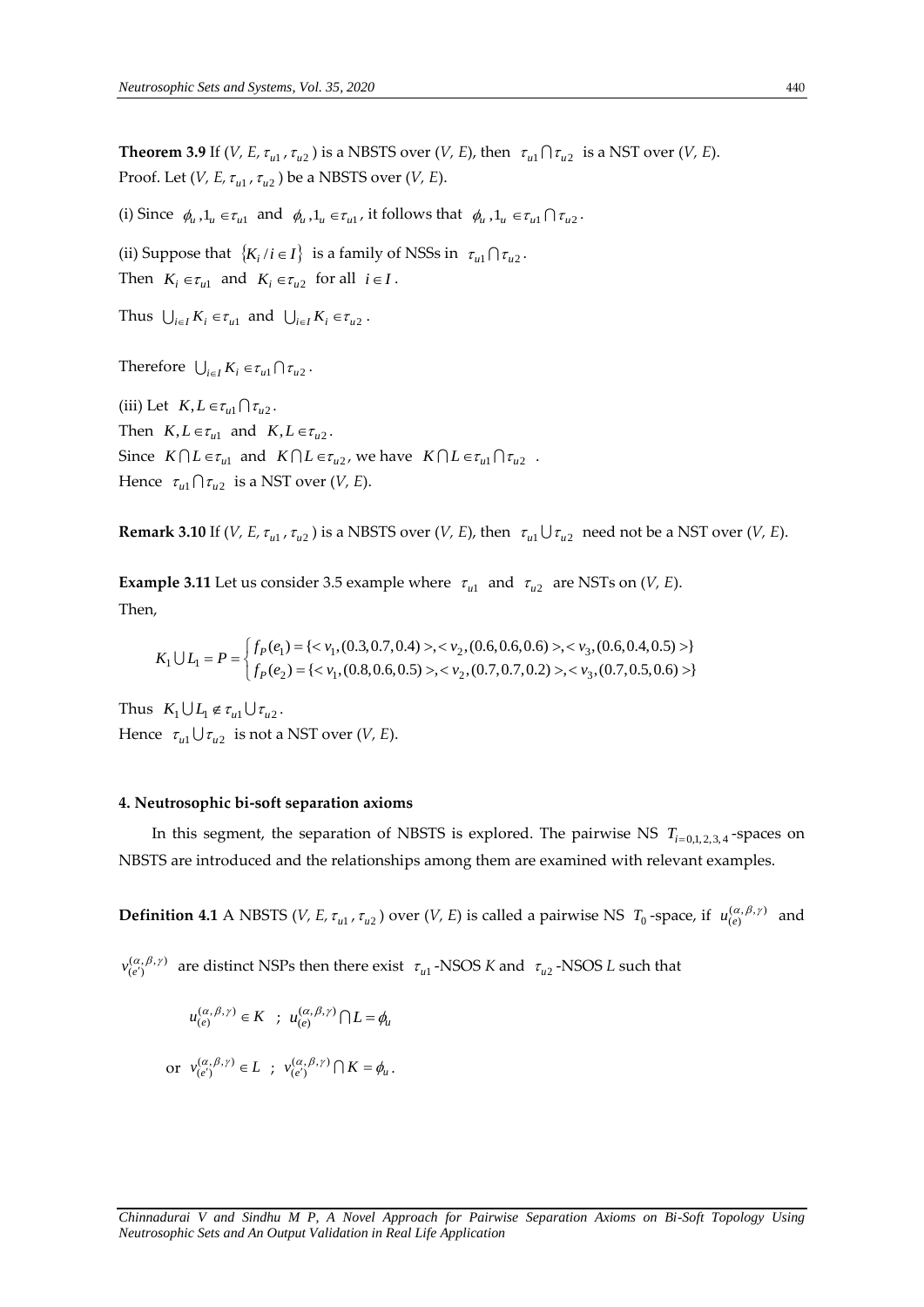**Theorem 3.9** If ($V$, $E$, $\tau_{u1}$, $\tau_{u2}$) is a NBSTS over ($V$, $E$), then $\tau_{u1} \cap \tau_{u2}$ is a NST over ($V$, $E$).
Proof. Let ($V$, $E$, $\tau_{u1}$, $\tau_{u2}$) be a NBSTS over ($V$, $E$).

(i) Since $\phi_u, 1_u \in \tau_{u1}$ and $\phi_u, 1_u \in \tau_{u1}$, it follows that $\phi_u, 1_u \in \tau_{u1} \cap \tau_{u2}$.

(ii) Suppose that $\{K_i / i \in I\}$ is a family of NSSs in $\tau_{u1} \cap \tau_{u2}$.
Then $K_i \in \tau_{u1}$ and $K_i \in \tau_{u2}$ for all $i \in I$.

Thus $\bigcup_{i \in I} K_i \in \tau_{u1}$ and $\bigcup_{i \in I} K_i \in \tau_{u2}$.

Therefore $\bigcup_{i \in I} K_i \in \tau_{u1} \cap \tau_{u2}$.

(iii) Let $K, L \in \tau_{u1} \cap \tau_{u2}$.
Then $K, L \in \tau_{u1}$ and $K, L \in \tau_{u2}$.
Since $K \cap L \in \tau_{u1}$ and $K \cap L \in \tau_{u2}$, we have $K \cap L \in \tau_{u1} \cap \tau_{u2}$.
Hence $\tau_{u1} \cap \tau_{u2}$ is a NST over ($V$, $E$).

**Remark 3.10** If ($V$, $E$, $\tau_{u1}$, $\tau_{u2}$) is a NBSTS over ($V$, $E$), then $\tau_{u1} \cup \tau_{u2}$ need not be a NST over ($V$, $E$).

**Example 3.11** Let us consider 3.5 example where $\tau_{u1}$ and $\tau_{u2}$ are NSTs on ($V$, $E$).
Then,

$$K_1 \cup L_1 = P = \begin{cases} f_P(e_1) = \{< v_1, (0.3, 0.7, 0.4) >, < v_2, (0.6, 0.6, 0.6) >, < v_3, (0.6, 0.4, 0.5) >\} \\ f_P(e_2) = \{< v_1, (0.8, 0.6, 0.5) >, < v_2, (0.7, 0.7, 0.2) >, < v_3, (0.7, 0.5, 0.6) >\} \end{cases}$$

Thus $K_1 \cup L_1 \notin \tau_{u1} \cup \tau_{u2}$.
Hence $\tau_{u1} \cup \tau_{u2}$ is not a NST over ($V$, $E$).

## 4. Neutrosophic bi-soft separation axioms

In this segment, the separation of NBSTS is explored. The pairwise NS $T_{i=0,1,2,3,4}$-spaces on NBSTS are introduced and the relationships among them are examined with relevant examples.

**Definition 4.1** A NBSTS ($V$, $E$, $\tau_{u1}$, $\tau_{u2}$) over ($V$, $E$) is called a pairwise NS $T_0$-space, if $u_{(e)}^{(\alpha,\beta,\gamma)}$ and $v_{(e')}^{(\alpha,\beta,\gamma)}$ are distinct NSPs then there exist $\tau_{u1}$-NSOS $K$ and $\tau_{u2}$-NSOS $L$ such that

$$u_{(e)}^{(\alpha,\beta,\gamma)} \in K \;\; ; \;\; u_{(e)}^{(\alpha,\beta,\gamma)} \cap L = \phi_u$$

$$\text{or } \; v_{(e')}^{(\alpha,\beta,\gamma)} \in L \;\; ; \;\; v_{(e')}^{(\alpha,\beta,\gamma)} \cap K = \phi_u .$$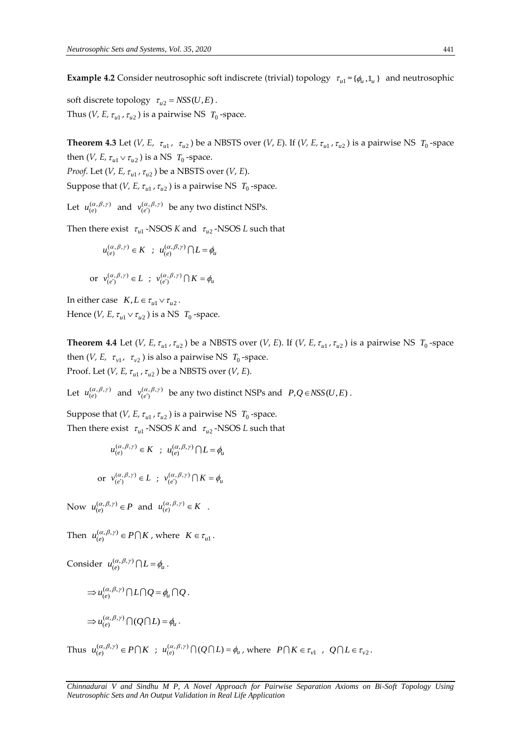**Example 4.2** Consider neutrosophic soft indiscrete (trivial) topology $\tau_{u1} = \{\phi_u, 1_u\}$ and neutrosophic soft discrete topology $\tau_{u2} = NSS(U, E)$.

Thus (*V*, *E*, $\tau_{u1}, \tau_{u2}$) is a pairwise NS $T_0$-space.

**Theorem 4.3** Let (*V*, *E*, $\tau_{u1}$, $\tau_{u2}$) be a NBSTS over (*V*, *E*). If (*V*, *E*, $\tau_{u1}, \tau_{u2}$) is a pairwise NS $T_0$-space then (*V*, *E*, $\tau_{u1} \vee \tau_{u2}$) is a NS $T_0$-space.

*Proof*. Let (*V*, *E*, $\tau_{u1}, \tau_{u2}$) be a NBSTS over (*V*, *E*).

Suppose that (*V*, *E*, $\tau_{u1}, \tau_{u2}$) is a pairwise NS $T_0$-space.

Let $u_{(e)}^{(\alpha,\beta,\gamma)}$ and $v_{(e')}^{(\alpha,\beta,\gamma)}$ be any two distinct NSPs.

Then there exist $\tau_{u1}$-NSOS *K* and $\tau_{u2}$-NSOS *L* such that

$$u_{(e)}^{(\alpha,\beta,\gamma)} \in K \;\; ; \;\; u_{(e)}^{(\alpha,\beta,\gamma)} \bigcap L = \phi_u$$

$$\text{or} \;\; v_{(e')}^{(\alpha,\beta,\gamma)} \in L \;\; ; \;\; v_{(e')}^{(\alpha,\beta,\gamma)} \bigcap K = \phi_u$$

In either case $K, L \in \tau_{u1} \vee \tau_{u2}$.

Hence (*V*, *E*, $\tau_{u1} \vee \tau_{u2}$) is a NS $T_0$-space.

**Theorem 4.4** Let (*V*, *E*, $\tau_{u1}, \tau_{u2}$) be a NBSTS over (*V*, *E*). If (*V*, *E*, $\tau_{u1}, \tau_{u2}$) is a pairwise NS $T_0$-space then (*V*, *E*, $\tau_{v1}$, $\tau_{v2}$) is also a pairwise NS $T_0$-space.

Proof. Let (*V*, *E*, $\tau_{u1}, \tau_{u2}$) be a NBSTS over (*V*, *E*).

Let $u_{(e)}^{(\alpha,\beta,\gamma)}$ and $v_{(e')}^{(\alpha,\beta,\gamma)}$ be any two distinct NSPs and $P, Q \in NSS(U, E)$.

Suppose that (*V*, *E*, $\tau_{u1}, \tau_{u2}$) is a pairwise NS $T_0$-space.

Then there exist $\tau_{u1}$-NSOS *K* and $\tau_{u2}$-NSOS *L* such that

$$u_{(e)}^{(\alpha,\beta,\gamma)} \in K \;\; ; \;\; u_{(e)}^{(\alpha,\beta,\gamma)} \bigcap L = \phi_u$$

$$\text{or} \;\; v_{(e')}^{(\alpha,\beta,\gamma)} \in L \;\; ; \;\; v_{(e')}^{(\alpha,\beta,\gamma)} \bigcap K = \phi_u$$

Now $u_{(e)}^{(\alpha,\beta,\gamma)} \in P$ and $u_{(e)}^{(\alpha,\beta,\gamma)} \in K$ .

Then $u_{(e)}^{(\alpha,\beta,\gamma)} \in P \bigcap K$, where $K \in \tau_{u1}$.

Consider $u_{(e)}^{(\alpha,\beta,\gamma)} \bigcap L = \phi_u$.

$$\Rightarrow u_{(e)}^{(\alpha,\beta,\gamma)} \bigcap L \bigcap Q = \phi_u \bigcap Q.$$

$$\Rightarrow u_{(e)}^{(\alpha,\beta,\gamma)} \bigcap (Q \bigcap L) = \phi_u.$$

Thus $u_{(e)}^{(\alpha,\beta,\gamma)} \in P \bigcap K \;\; ; \;\; u_{(e)}^{(\alpha,\beta,\gamma)} \bigcap (Q \bigcap L) = \phi_u$, where $P \bigcap K \in \tau_{v1}$ , $Q \bigcap L \in \tau_{v2}$.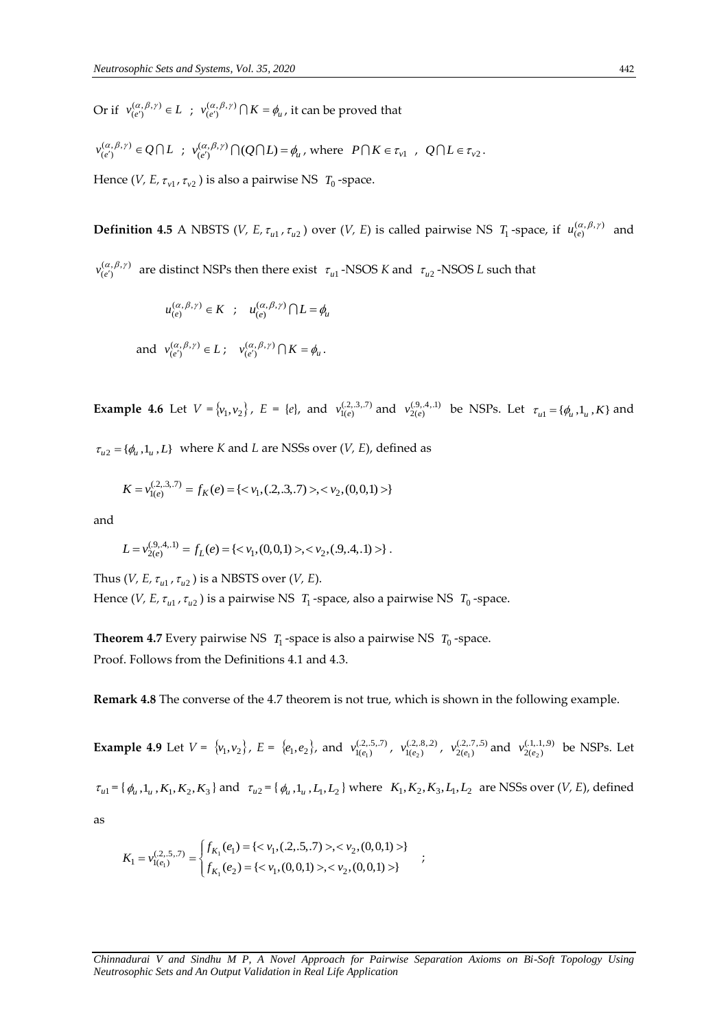Or if $v_{(e')}^{(\alpha,\beta,\gamma)} \in L$ ; $v_{(e')}^{(\alpha,\beta,\gamma)} \bigcap K = \phi_u$, it can be proved that

$v_{(e')}^{(\alpha,\beta,\gamma)} \in Q \bigcap L$ ; $v_{(e')}^{(\alpha,\beta,\gamma)} \bigcap (Q \bigcap L) = \phi_u$, where $P \bigcap K \in \tau_{v1}$ , $Q \bigcap L \in \tau_{v2}$.

Hence (*V, E*, $\tau_{v1}$, $\tau_{v2}$) is also a pairwise NS $T_0$-space.

**Definition 4.5** A NBSTS (*V, E*, $\tau_{u1}$, $\tau_{u2}$) over (*V, E*) is called pairwise NS $T_1$-space, if $u_{(e)}^{(\alpha,\beta,\gamma)}$ and $v_{(e')}^{(\alpha,\beta,\gamma)}$ are distinct NSPs then there exist $\tau_{u1}$-NSOS *K* and $\tau_{u2}$-NSOS *L* such that

$$u_{(e)}^{(\alpha,\beta,\gamma)} \in K \quad ; \quad u_{(e)}^{(\alpha,\beta,\gamma)} \bigcap L = \phi_u$$

and $v_{(e')}^{(\alpha,\beta,\gamma)} \in L$ ; $v_{(e')}^{(\alpha,\beta,\gamma)} \bigcap K = \phi_u$.

**Example 4.6** Let $V = \{v_1, v_2\}$, $E$ = {*e*}, and $v_{1(e)}^{(.2,.3,.7)}$ and $v_{2(e)}^{(.9,.4,.1)}$ be NSPs. Let $\tau_{u1} = \{\phi_u, 1_u, K\}$ and $\tau_{u2} = \{\phi_u, 1_u, L\}$ where *K* and *L* are NSSs over (*V, E*), defined as

$$K = v_{1(e)}^{(.2,.3,.7)} = f_K(e) = \{< v_1, (.2,.3,.7) >, < v_2, (0,0,1) >\}$$

and

$$L = v_{2(e)}^{(.9,.4,.1)} = f_L(e) = \{< v_1, (0,0,1) >, < v_2, (.9,.4,.1) >\} .$$

Thus (*V, E*, $\tau_{u1}$, $\tau_{u2}$) is a NBSTS over (*V, E*).
Hence (*V, E*, $\tau_{u1}$, $\tau_{u2}$) is a pairwise NS $T_1$-space, also a pairwise NS $T_0$-space.

**Theorem 4.7** Every pairwise NS $T_1$-space is also a pairwise NS $T_0$-space.
Proof. Follows from the Definitions 4.1 and 4.3.

**Remark 4.8** The converse of the 4.7 theorem is not true, which is shown in the following example.

**Example 4.9** Let $V = \{v_1, v_2\}$, $E = \{e_1, e_2\}$, and $v_{1(e_1)}^{(.2,.5,.7)}$, $v_{1(e_2)}^{(.2,.8,.2)}$, $v_{2(e_1)}^{(.2,.7,.5)}$ and $v_{2(e_2)}^{(.1,.1,.9)}$ be NSPs. Let $\tau_{u1} = \{\phi_u, 1_u, K_1, K_2, K_3\}$ and $\tau_{u2} = \{\phi_u, 1_u, L_1, L_2\}$ where $K_1, K_2, K_3, L_1, L_2$ are NSSs over (*V, E*), defined as

$$K_1 = v_{1(e_1)}^{(.2,.5,.7)} = \begin{cases} f_{K_1}(e_1) = \{< v_1, (.2,.5,.7) >, < v_2, (0,0,1) >\} \\ f_{K_1}(e_2) = \{< v_1, (0,0,1) >, < v_2, (0,0,1) >\} \end{cases} ;$$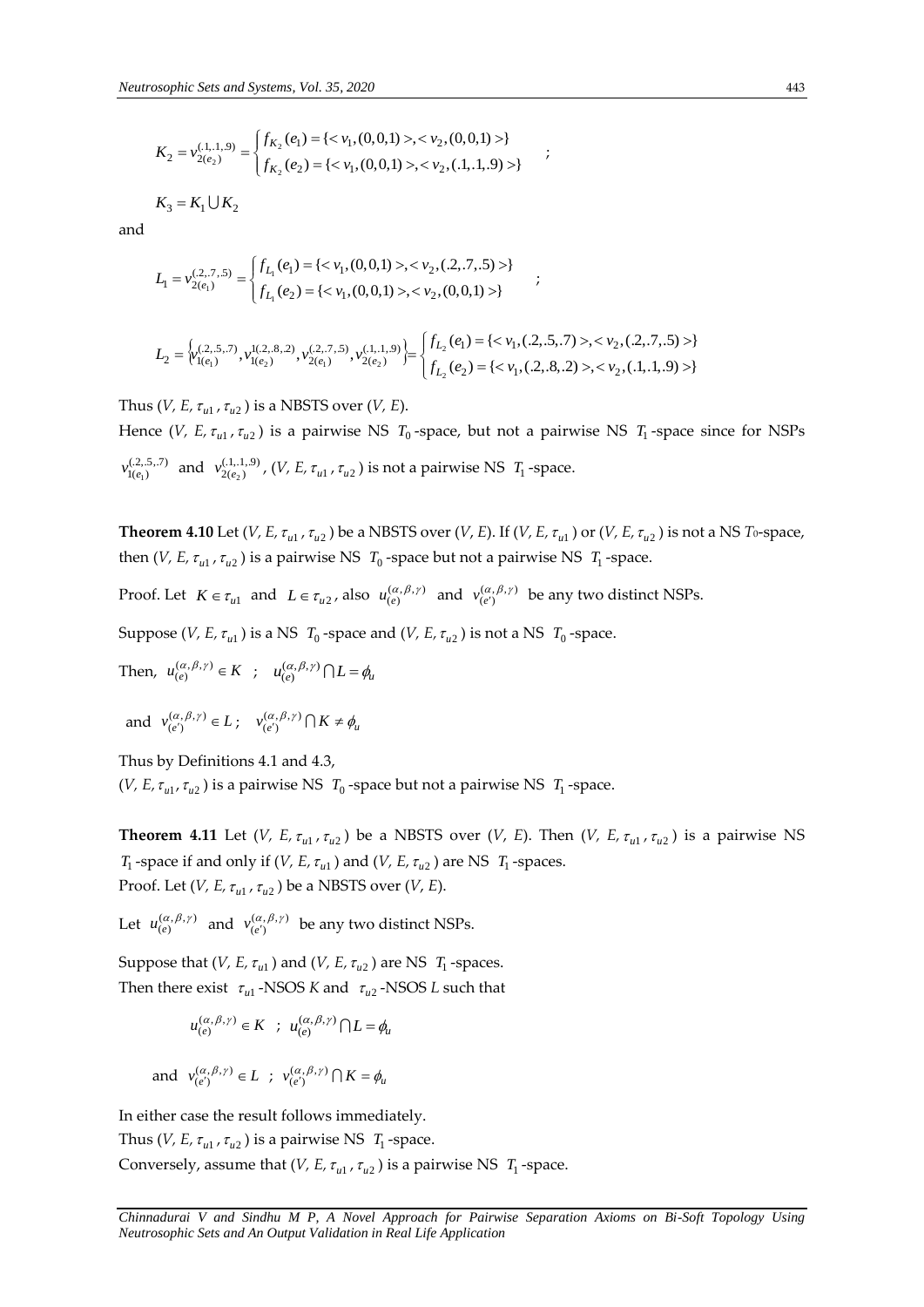$$K_2 = v_{2(e_2)}^{(.1,.1,.9)} = \begin{cases} f_{K_2}(e_1) = \{< v_1,(0,0,1)>, < v_2,(0,0,1)>\} \\ f_{K_2}(e_2) = \{< v_1,(0,0,1)>, < v_2,(.1,.1,.9)>\} \end{cases} ;$$

$$K_3 = K_1 \bigcup K_2$$

and

$$L_1 = v_{2(e_1)}^{(.2,.7,.5)} = \begin{cases} f_{L_1}(e_1) = \{< v_1,(0,0,1)>, < v_2,(.2,.7,.5)>\} \\ f_{L_1}(e_2) = \{< v_1,(0,0,1)>, < v_2,(0,0,1)>\} \end{cases} ;$$

$$L_2 = \left\{ v_{1(e_1)}^{(.2,.5,.7)}, v_{1(e_2)}^{1(.2,.8,.2)}, v_{2(e_1)}^{(.2,.7,.5)}, v_{2(e_2)}^{(.1,.1,.9)} \right\} = \begin{cases} f_{L_2}(e_1) = \{< v_1,(.2,.5,.7)>, < v_2,(.2,.7,.5)>\} \\ f_{L_2}(e_2) = \{< v_1,(.2,.8,.2)>, < v_2,(.1,.1,.9)>\} \end{cases}$$

Thus (*V*, *E*, $\tau_{u1}$, $\tau_{u2}$) is a NBSTS over (*V*, *E*).

Hence (*V*, *E*, $\tau_{u1}$, $\tau_{u2}$) is a pairwise NS $T_0$-space, but not a pairwise NS $T_1$-space since for NSPs $v_{1(e_1)}^{(.2,.5,.7)}$ and $v_{2(e_2)}^{(.1,.1,.9)}$, (*V*, *E*, $\tau_{u1}$, $\tau_{u2}$) is not a pairwise NS $T_1$-space.

**Theorem 4.10** Let (*V*, *E*, $\tau_{u1}$, $\tau_{u2}$) be a NBSTS over (*V*, *E*). If (*V*, *E*, $\tau_{u1}$) or (*V*, *E*, $\tau_{u2}$) is not a NS $T_0$-space, then (*V*, *E*, $\tau_{u1}$, $\tau_{u2}$) is a pairwise NS $T_0$-space but not a pairwise NS $T_1$-space.

Proof. Let $K \in \tau_{u1}$ and $L \in \tau_{u2}$, also $u_{(e)}^{(\alpha,\beta,\gamma)}$ and $v_{(e')}^{(\alpha,\beta,\gamma)}$ be any two distinct NSPs.

Suppose (*V*, *E*, $\tau_{u1}$) is a NS $T_0$-space and (*V*, *E*, $\tau_{u2}$) is not a NS $T_0$-space.

Then, $u_{(e)}^{(\alpha,\beta,\gamma)} \in K$ ; $u_{(e)}^{(\alpha,\beta,\gamma)} \bigcap L = \phi_u$

and $v_{(e')}^{(\alpha,\beta,\gamma)} \in L$ ; $v_{(e')}^{(\alpha,\beta,\gamma)} \bigcap K \neq \phi_u$

Thus by Definitions 4.1 and 4.3,

(*V*, *E*, $\tau_{u1}$, $\tau_{u2}$) is a pairwise NS $T_0$-space but not a pairwise NS $T_1$-space.

**Theorem 4.11** Let (*V*, *E*, $\tau_{u1}$, $\tau_{u2}$) be a NBSTS over (*V*, *E*). Then (*V*, *E*, $\tau_{u1}$, $\tau_{u2}$) is a pairwise NS $T_1$-space if and only if (*V*, *E*, $\tau_{u1}$) and (*V*, *E*, $\tau_{u2}$) are NS $T_1$-spaces.

Proof. Let (*V*, *E*, $\tau_{u1}$, $\tau_{u2}$) be a NBSTS over (*V*, *E*).

Let $u_{(e)}^{(\alpha,\beta,\gamma)}$ and $v_{(e')}^{(\alpha,\beta,\gamma)}$ be any two distinct NSPs.

Suppose that (*V*, *E*, $\tau_{u1}$) and (*V*, *E*, $\tau_{u2}$) are NS $T_1$-spaces.

Then there exist $\tau_{u1}$-NSOS *K* and $\tau_{u2}$-NSOS *L* such that

$u_{(e)}^{(\alpha,\beta,\gamma)} \in K$ ; $u_{(e)}^{(\alpha,\beta,\gamma)} \bigcap L = \phi_u$

and $v_{(e')}^{(\alpha,\beta,\gamma)} \in L$ ; $v_{(e')}^{(\alpha,\beta,\gamma)} \bigcap K = \phi_u$

In either case the result follows immediately.

Thus (*V*, *E*, $\tau_{u1}$, $\tau_{u2}$) is a pairwise NS $T_1$-space.

Conversely, assume that (*V*, *E*, $\tau_{u1}$, $\tau_{u2}$) is a pairwise NS $T_1$-space.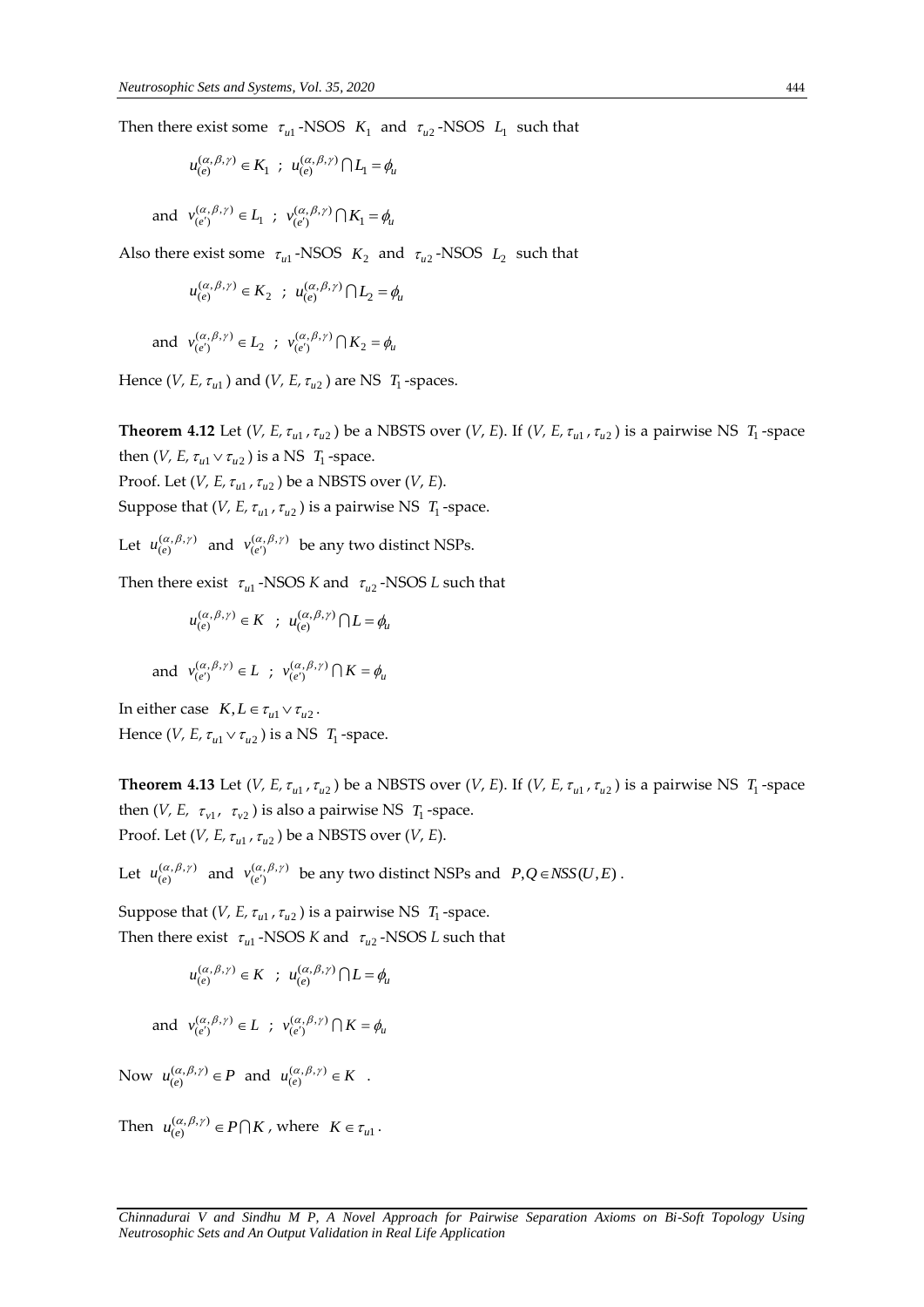Then there exist some $\tau_{u1}$-NSOS $K_1$ and $\tau_{u2}$-NSOS $L_1$ such that

$$u_{(e)}^{(\alpha,\beta,\gamma)} \in K_1 \;\; ; \;\; u_{(e)}^{(\alpha,\beta,\gamma)} \cap L_1 = \phi_u$$

and $v_{(e')}^{(\alpha,\beta,\gamma)} \in L_1 \;\; ; \;\; v_{(e')}^{(\alpha,\beta,\gamma)} \cap K_1 = \phi_u$

Also there exist some $\tau_{u1}$-NSOS $K_2$ and $\tau_{u2}$-NSOS $L_2$ such that

$$u_{(e)}^{(\alpha,\beta,\gamma)} \in K_2 \;\; ; \;\; u_{(e)}^{(\alpha,\beta,\gamma)} \cap L_2 = \phi_u$$

and $v_{(e')}^{(\alpha,\beta,\gamma)} \in L_2 \;\; ; \;\; v_{(e')}^{(\alpha,\beta,\gamma)} \cap K_2 = \phi_u$

Hence (*V, E,* $\tau_{u1}$) and (*V, E,* $\tau_{u2}$) are NS $T_1$-spaces.

**Theorem 4.12** Let (*V, E,* $\tau_{u1}$, $\tau_{u2}$) be a NBSTS over (*V, E*). If (*V, E,* $\tau_{u1}$, $\tau_{u2}$) is a pairwise NS $T_1$-space then (*V, E,* $\tau_{u1} \vee \tau_{u2}$) is a NS $T_1$-space.

Proof. Let (*V, E,* $\tau_{u1}$, $\tau_{u2}$) be a NBSTS over (*V, E*).

Suppose that (*V, E,* $\tau_{u1}$, $\tau_{u2}$) is a pairwise NS $T_1$-space.

Let $u_{(e)}^{(\alpha,\beta,\gamma)}$ and $v_{(e')}^{(\alpha,\beta,\gamma)}$ be any two distinct NSPs.

Then there exist $\tau_{u1}$-NSOS *K* and $\tau_{u2}$-NSOS *L* such that

$$u_{(e)}^{(\alpha,\beta,\gamma)} \in K \;\; ; \;\; u_{(e)}^{(\alpha,\beta,\gamma)} \cap L = \phi_u$$

and $v_{(e')}^{(\alpha,\beta,\gamma)} \in L \;\; ; \;\; v_{(e')}^{(\alpha,\beta,\gamma)} \cap K = \phi_u$

In either case $K, L \in \tau_{u1} \vee \tau_{u2}$.

Hence (*V, E,* $\tau_{u1} \vee \tau_{u2}$) is a NS $T_1$-space.

**Theorem 4.13** Let (*V, E,* $\tau_{u1}$, $\tau_{u2}$) be a NBSTS over (*V, E*). If (*V, E,* $\tau_{u1}$, $\tau_{u2}$) is a pairwise NS $T_1$-space then (*V, E,* $\tau_{v1}$, $\tau_{v2}$) is also a pairwise NS $T_1$-space.

Proof. Let (*V, E,* $\tau_{u1}$, $\tau_{u2}$) be a NBSTS over (*V, E*).

Let $u_{(e)}^{(\alpha,\beta,\gamma)}$ and $v_{(e')}^{(\alpha,\beta,\gamma)}$ be any two distinct NSPs and $P, Q \in NSS(U, E)$.

Suppose that (*V, E,* $\tau_{u1}$, $\tau_{u2}$) is a pairwise NS $T_1$-space.

Then there exist $\tau_{u1}$-NSOS *K* and $\tau_{u2}$-NSOS *L* such that

$$u_{(e)}^{(\alpha,\beta,\gamma)} \in K \;\; ; \;\; u_{(e)}^{(\alpha,\beta,\gamma)} \cap L = \phi_u$$

and $v_{(e')}^{(\alpha,\beta,\gamma)} \in L \;\; ; \;\; v_{(e')}^{(\alpha,\beta,\gamma)} \cap K = \phi_u$

Now $u_{(e)}^{(\alpha,\beta,\gamma)} \in P$ and $u_{(e)}^{(\alpha,\beta,\gamma)} \in K$ .

Then $u_{(e)}^{(\alpha,\beta,\gamma)} \in P \cap K$, where $K \in \tau_{u1}$.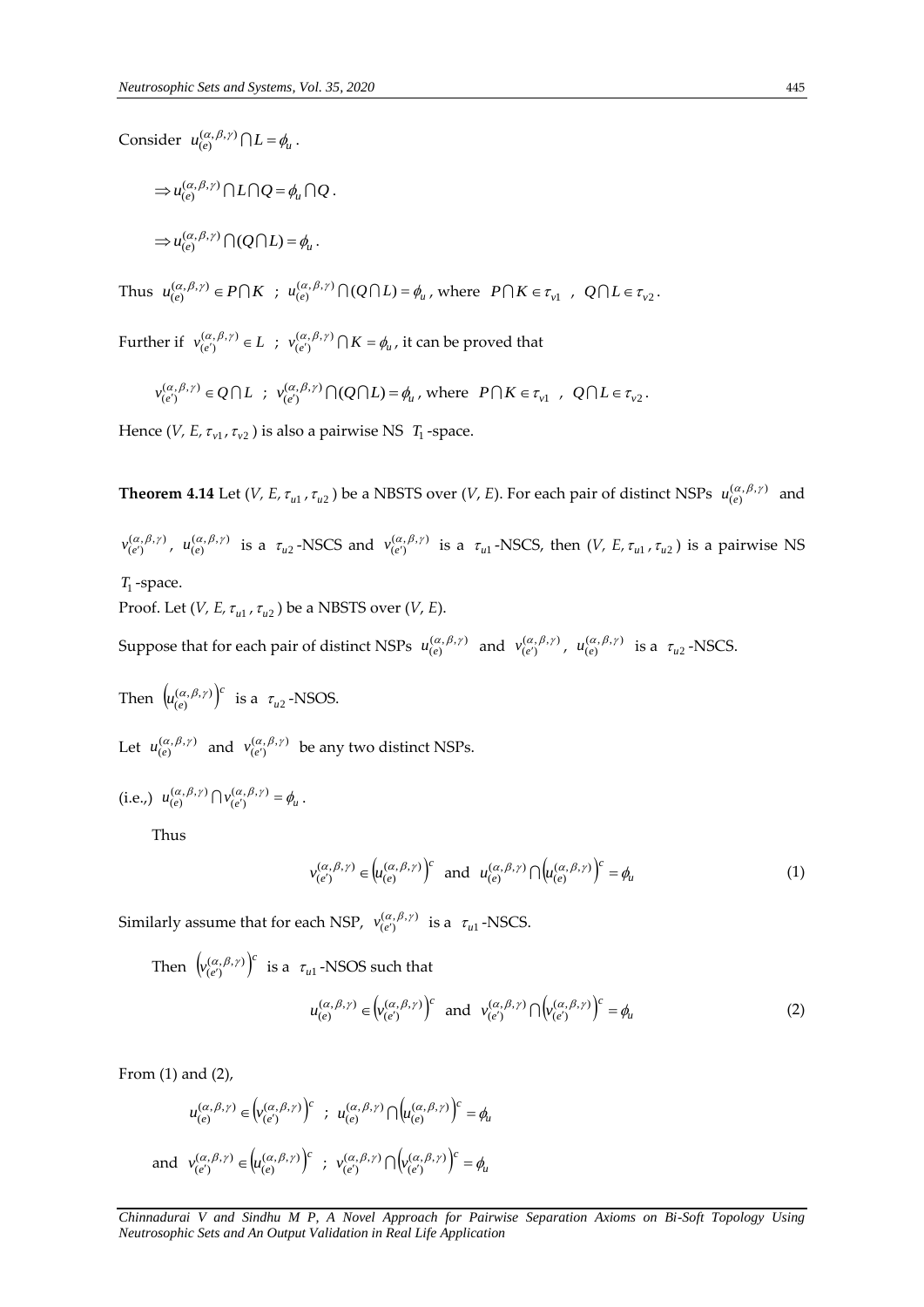Consider $u_{(e)}^{(\alpha,\beta,\gamma)} \cap L = \phi_u$.

$$\Rightarrow u_{(e)}^{(\alpha,\beta,\gamma)} \cap L \cap Q = \phi_u \cap Q.$$

$$\Rightarrow u_{(e)}^{(\alpha,\beta,\gamma)} \cap (Q \cap L) = \phi_u.$$

Thus $u_{(e)}^{(\alpha,\beta,\gamma)} \in P \cap K$ ; $u_{(e)}^{(\alpha,\beta,\gamma)} \cap (Q \cap L) = \phi_u$, where $P \cap K \in \tau_{v1}$ , $Q \cap L \in \tau_{v2}$.

Further if $v_{(e')}^{(\alpha,\beta,\gamma)} \in L$ ; $v_{(e')}^{(\alpha,\beta,\gamma)} \cap K = \phi_u$, it can be proved that

$$v_{(e')}^{(\alpha,\beta,\gamma)} \in Q \cap L \;\; ; \;\; v_{(e')}^{(\alpha,\beta,\gamma)} \cap (Q \cap L) = \phi_u, \text{ where } P \cap K \in \tau_{v1} \;\; , \;\; Q \cap L \in \tau_{v2}.$$

Hence $(V, E, \tau_{v1}, \tau_{v2})$ is also a pairwise NS $T_1$-space.

**Theorem 4.14** Let $(V, E, \tau_{u1}, \tau_{u2})$ be a NBSTS over $(V, E)$. For each pair of distinct NSPs $u_{(e)}^{(\alpha,\beta,\gamma)}$ and $v_{(e')}^{(\alpha,\beta,\gamma)}$, $u_{(e)}^{(\alpha,\beta,\gamma)}$ is a $\tau_{u2}$-NSCS and $v_{(e')}^{(\alpha,\beta,\gamma)}$ is a $\tau_{u1}$-NSCS, then $(V, E, \tau_{u1}, \tau_{u2})$ is a pairwise NS $T_1$-space.

Proof. Let $(V, E, \tau_{u1}, \tau_{u2})$ be a NBSTS over $(V, E)$.

Suppose that for each pair of distinct NSPs $u_{(e)}^{(\alpha,\beta,\gamma)}$ and $v_{(e')}^{(\alpha,\beta,\gamma)}$, $u_{(e)}^{(\alpha,\beta,\gamma)}$ is a $\tau_{u2}$-NSCS.

Then $\left(u_{(e)}^{(\alpha,\beta,\gamma)}\right)^c$ is a $\tau_{u2}$-NSOS.

Let $u_{(e)}^{(\alpha,\beta,\gamma)}$ and $v_{(e')}^{(\alpha,\beta,\gamma)}$ be any two distinct NSPs.

(i.e.,) $u_{(e)}^{(\alpha,\beta,\gamma)} \cap v_{(e')}^{(\alpha,\beta,\gamma)} = \phi_u$.

Thus

$$v_{(e')}^{(\alpha,\beta,\gamma)} \in \left(u_{(e)}^{(\alpha,\beta,\gamma)}\right)^c \text{ and } u_{(e)}^{(\alpha,\beta,\gamma)} \cap \left(u_{(e)}^{(\alpha,\beta,\gamma)}\right)^c = \phi_u \tag{1}$$

Similarly assume that for each NSP, $v_{(e')}^{(\alpha,\beta,\gamma)}$ is a $\tau_{u1}$-NSCS.

Then $\left(v_{(e')}^{(\alpha,\beta,\gamma)}\right)^c$ is a $\tau_{u1}$-NSOS such that

$$u_{(e)}^{(\alpha,\beta,\gamma)} \in \left(v_{(e')}^{(\alpha,\beta,\gamma)}\right)^c \text{ and } v_{(e')}^{(\alpha,\beta,\gamma)} \cap \left(v_{(e')}^{(\alpha,\beta,\gamma)}\right)^c = \phi_u \tag{2}$$

From (1) and (2),

$$u_{(e)}^{(\alpha,\beta,\gamma)} \in \left(v_{(e')}^{(\alpha,\beta,\gamma)}\right)^c \;\; ; \;\; u_{(e)}^{(\alpha,\beta,\gamma)} \cap \left(u_{(e)}^{(\alpha,\beta,\gamma)}\right)^c = \phi_u$$

and $v_{(e')}^{(\alpha,\beta,\gamma)} \in \left(u_{(e)}^{(\alpha,\beta,\gamma)}\right)^c$ ; $v_{(e')}^{(\alpha,\beta,\gamma)} \cap \left(v_{(e')}^{(\alpha,\beta,\gamma)}\right)^c = \phi_u$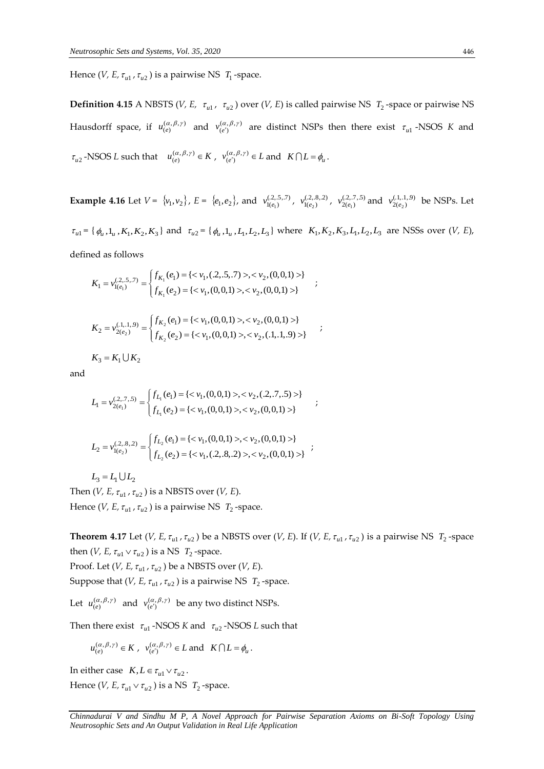Hence ($V$, $E$, $\tau_{u1}$, $\tau_{u2}$) is a pairwise NS $T_1$-space.

**Definition 4.15** A NBSTS ($V$, $E$, $\tau_{u1}$, $\tau_{u2}$) over ($V$, $E$) is called pairwise NS $T_2$-space or pairwise NS Hausdorff space, if $u_{(e)}^{(\alpha,\beta,\gamma)}$ and $v_{(e')}^{(\alpha,\beta,\gamma)}$ are distinct NSPs then there exist $\tau_{u1}$-NSOS $K$ and $\tau_{u2}$-NSOS $L$ such that $u_{(e)}^{(\alpha,\beta,\gamma)} \in K$, $v_{(e')}^{(\alpha,\beta,\gamma)} \in L$ and $K \cap L = \phi_u$.

**Example 4.16** Let $V = \{v_1, v_2\}$, $E = \{e_1, e_2\}$, and $v_{1(e_1)}^{(.2,.5,.7)}$, $v_{1(e_2)}^{(.2,.8,.2)}$, $v_{2(e_1)}^{(.2,.7,.5)}$ and $v_{2(e_2)}^{(.1,.1,.9)}$ be NSPs. Let $\tau_{u1} = \{\phi_u, 1_u, K_1, K_2, K_3\}$ and $\tau_{u2} = \{\phi_u, 1_u, L_1, L_2, L_3\}$ where $K_1, K_2, K_3, L_1, L_2, L_3$ are NSSs over ($V$, $E$), defined as follows

$$K_1 = v_{1(e_1)}^{(.2,.5,.7)} = \begin{cases} f_{K_1}(e_1) = \{<v_1,(.2,.5,.7)>, <v_2,(0,0,1)>\} \\ f_{K_1}(e_2) = \{<v_1,(0,0,1)>, <v_2,(0,0,1)>\} \end{cases};$$

$$K_2 = v_{2(e_2)}^{(.1,.1,.9)} = \begin{cases} f_{K_2}(e_1) = \{<v_1,(0,0,1)>, <v_2,(0,0,1)>\} \\ f_{K_2}(e_2) = \{<v_1,(0,0,1)>, <v_2,(.1,.1,.9)>\} \end{cases};$$

$$K_3 = K_1 \cup K_2$$

and

$$L_1 = v_{2(e_1)}^{(.2,.7,.5)} = \begin{cases} f_{L_1}(e_1) = \{<v_1,(0,0,1)>, <v_2,(.2,.7,.5)>\} \\ f_{L_1}(e_2) = \{<v_1,(0,0,1)>, <v_2,(0,0,1)>\} \end{cases};$$

$$L_2 = v_{1(e_2)}^{(.2,.8,.2)} = \begin{cases} f_{L_2}(e_1) = \{<v_1,(0,0,1)>, <v_2,(0,0,1)>\} \\ f_{L_2}(e_2) = \{<v_1,(.2,.8,.2)>, <v_2,(0,0,1)>\} \end{cases};$$

$$L_3 = L_1 \cup L_2$$

Then ($V$, $E$, $\tau_{u1}$, $\tau_{u2}$) is a NBSTS over ($V$, $E$).
Hence ($V$, $E$, $\tau_{u1}$, $\tau_{u2}$) is a pairwise NS $T_2$-space.

**Theorem 4.17** Let ($V$, $E$, $\tau_{u1}$, $\tau_{u2}$) be a NBSTS over ($V$, $E$). If ($V$, $E$, $\tau_{u1}$, $\tau_{u2}$) is a pairwise NS $T_2$-space then ($V$, $E$, $\tau_{u1} \vee \tau_{u2}$) is a NS $T_2$-space.
Proof. Let ($V$, $E$, $\tau_{u1}$, $\tau_{u2}$) be a NBSTS over ($V$, $E$).
Suppose that ($V$, $E$, $\tau_{u1}$, $\tau_{u2}$) is a pairwise NS $T_2$-space.

Let $u_{(e)}^{(\alpha,\beta,\gamma)}$ and $v_{(e')}^{(\alpha,\beta,\gamma)}$ be any two distinct NSPs.

Then there exist $\tau_{u1}$-NSOS $K$ and $\tau_{u2}$-NSOS $L$ such that

$$u_{(e)}^{(\alpha,\beta,\gamma)} \in K, \ v_{(e')}^{(\alpha,\beta,\gamma)} \in L \text{ and } K \cap L = \phi_u.$$

In either case $K, L \in \tau_{u1} \vee \tau_{u2}$.
Hence ($V$, $E$, $\tau_{u1} \vee \tau_{u2}$) is a NS $T_2$-space.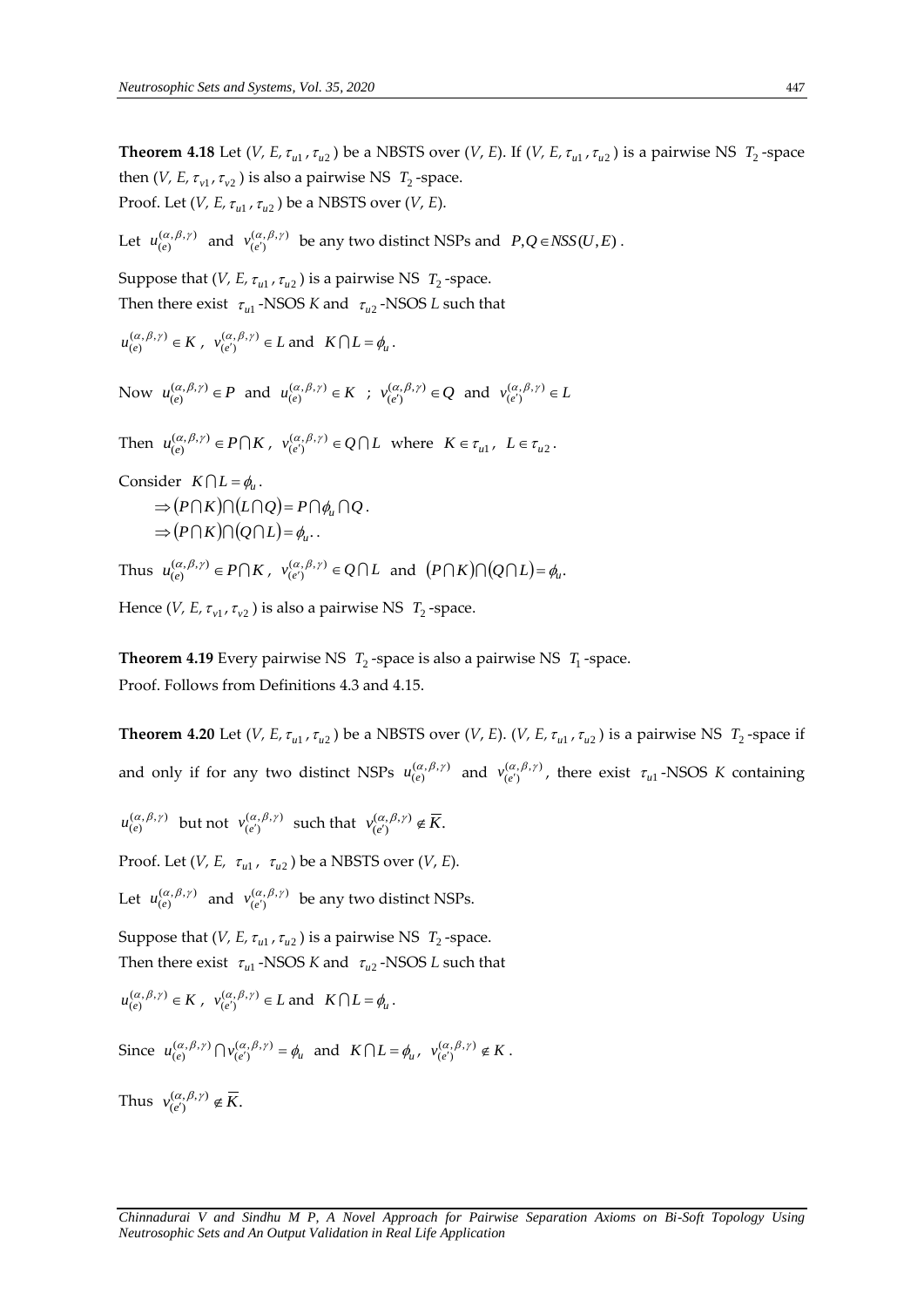**Theorem 4.18** Let ($V$, $E$, $\tau_{u1}$, $\tau_{u2}$) be a NBSTS over ($V$, $E$). If ($V$, $E$, $\tau_{u1}$, $\tau_{u2}$) is a pairwise NS $T_2$-space then ($V$, $E$, $\tau_{v1}$, $\tau_{v2}$) is also a pairwise NS $T_2$-space.

Proof. Let ($V$, $E$, $\tau_{u1}$, $\tau_{u2}$) be a NBSTS over ($V$, $E$).

Let $u_{(e)}^{(\alpha,\beta,\gamma)}$ and $v_{(e')}^{(\alpha,\beta,\gamma)}$ be any two distinct NSPs and $P, Q \in NSS(U,E)$.

Suppose that ($V$, $E$, $\tau_{u1}$, $\tau_{u2}$) is a pairwise NS $T_2$-space.

Then there exist $\tau_{u1}$-NSOS $K$ and $\tau_{u2}$-NSOS $L$ such that

$u_{(e)}^{(\alpha,\beta,\gamma)} \in K$, $v_{(e')}^{(\alpha,\beta,\gamma)} \in L$ and $K \cap L = \phi_u$.

Now $u_{(e)}^{(\alpha,\beta,\gamma)} \in P$ and $u_{(e)}^{(\alpha,\beta,\gamma)} \in K$ ; $v_{(e')}^{(\alpha,\beta,\gamma)} \in Q$ and $v_{(e')}^{(\alpha,\beta,\gamma)} \in L$

Then $u_{(e)}^{(\alpha,\beta,\gamma)} \in P \cap K$, $v_{(e')}^{(\alpha,\beta,\gamma)} \in Q \cap L$ where $K \in \tau_{u1}$, $L \in \tau_{u2}$.

Consider $K \cap L = \phi_u$.

$\Rightarrow (P \cap K) \cap (L \cap Q) = P \cap \phi_u \cap Q$.

$\Rightarrow (P \cap K) \cap (Q \cap L) = \phi_u$..

Thus $u_{(e)}^{(\alpha,\beta,\gamma)} \in P \cap K$, $v_{(e')}^{(\alpha,\beta,\gamma)} \in Q \cap L$ and $(P \cap K) \cap (Q \cap L) = \phi_u$.

Hence ($V$, $E$, $\tau_{v1}$, $\tau_{v2}$) is also a pairwise NS $T_2$-space.

**Theorem 4.19** Every pairwise NS $T_2$-space is also a pairwise NS $T_1$-space.

Proof. Follows from Definitions 4.3 and 4.15.

**Theorem 4.20** Let ($V$, $E$, $\tau_{u1}$, $\tau_{u2}$) be a NBSTS over ($V$, $E$). ($V$, $E$, $\tau_{u1}$, $\tau_{u2}$) is a pairwise NS $T_2$-space if and only if for any two distinct NSPs $u_{(e)}^{(\alpha,\beta,\gamma)}$ and $v_{(e')}^{(\alpha,\beta,\gamma)}$, there exist $\tau_{u1}$-NSOS $K$ containing $u_{(e)}^{(\alpha,\beta,\gamma)}$ but not $v_{(e')}^{(\alpha,\beta,\gamma)}$ such that $v_{(e')}^{(\alpha,\beta,\gamma)} \notin \overline{K}$.

Proof. Let ($V$, $E$, $\tau_{u1}$, $\tau_{u2}$) be a NBSTS over ($V$, $E$).

Let $u_{(e)}^{(\alpha,\beta,\gamma)}$ and $v_{(e')}^{(\alpha,\beta,\gamma)}$ be any two distinct NSPs.

Suppose that ($V$, $E$, $\tau_{u1}$, $\tau_{u2}$) is a pairwise NS $T_2$-space.

Then there exist $\tau_{u1}$-NSOS $K$ and $\tau_{u2}$-NSOS $L$ such that

$u_{(e)}^{(\alpha,\beta,\gamma)} \in K$, $v_{(e')}^{(\alpha,\beta,\gamma)} \in L$ and $K \cap L = \phi_u$.

Since $u_{(e)}^{(\alpha,\beta,\gamma)} \cap v_{(e')}^{(\alpha,\beta,\gamma)} = \phi_u$ and $K \cap L = \phi_u$, $v_{(e')}^{(\alpha,\beta,\gamma)} \notin K$.

Thus $v_{(e')}^{(\alpha,\beta,\gamma)} \notin \overline{K}$.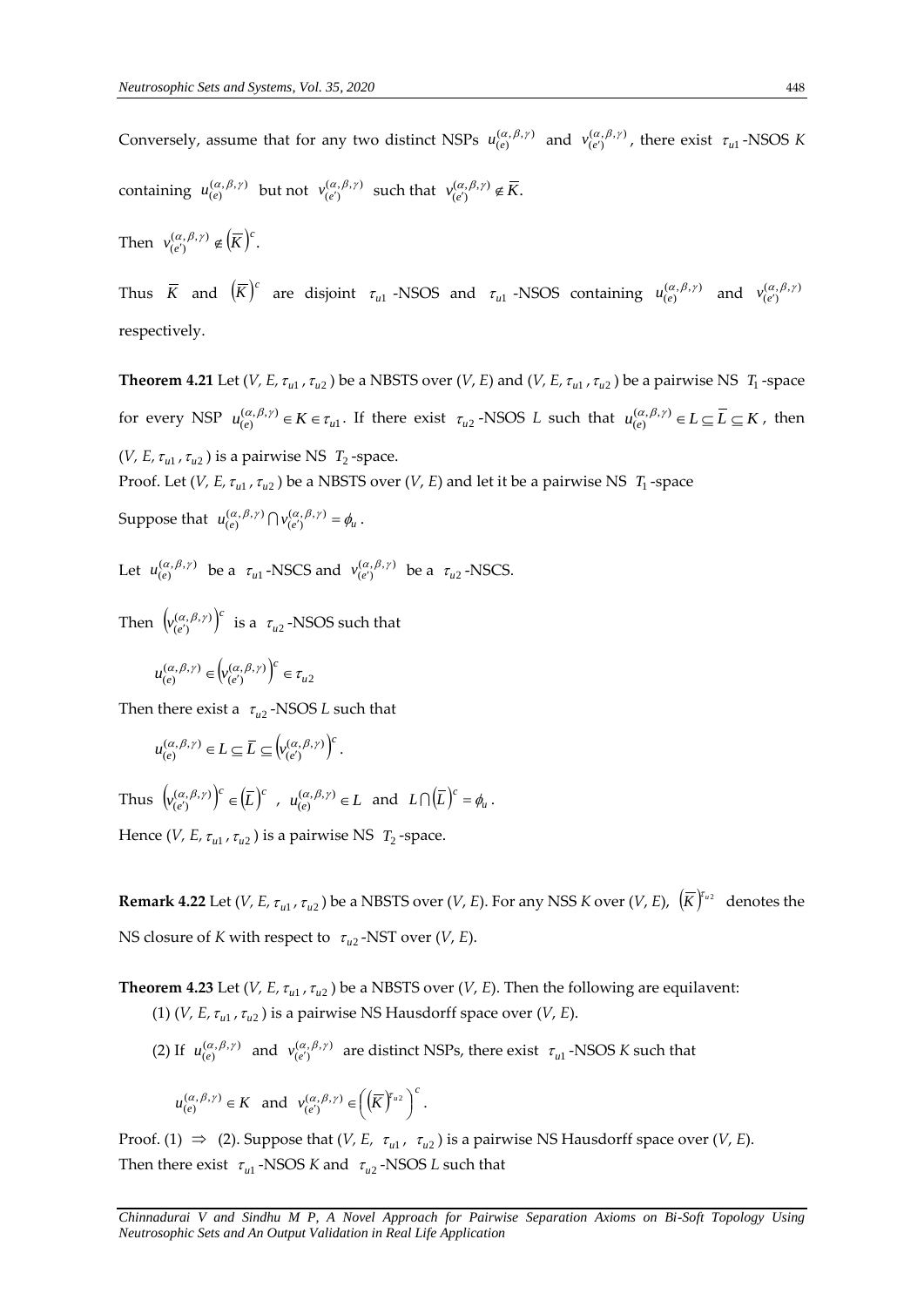Conversely, assume that for any two distinct NSPs $u_{(e)}^{(\alpha,\beta,\gamma)}$ and $v_{(e')}^{(\alpha,\beta,\gamma)}$, there exist $\tau_{u1}$-NSOS *K* containing $u_{(e)}^{(\alpha,\beta,\gamma)}$ but not $v_{(e')}^{(\alpha,\beta,\gamma)}$ such that $v_{(e')}^{(\alpha,\beta,\gamma)} \notin \overline{K}$.

Then $v_{(e')}^{(\alpha,\beta,\gamma)} \notin \left(\overline{K}\right)^c$.

Thus $\overline{K}$ and $\left(\overline{K}\right)^c$ are disjoint $\tau_{u1}$-NSOS and $\tau_{u1}$-NSOS containing $u_{(e)}^{(\alpha,\beta,\gamma)}$ and $v_{(e')}^{(\alpha,\beta,\gamma)}$ respectively.

**Theorem 4.21** Let (*V, E,* $\tau_{u1}, \tau_{u2}$) be a NBSTS over (*V, E*) and (*V, E,* $\tau_{u1}, \tau_{u2}$) be a pairwise NS $T_1$-space for every NSP $u_{(e)}^{(\alpha,\beta,\gamma)} \in K \in \tau_{u1}$. If there exist $\tau_{u2}$-NSOS *L* such that $u_{(e)}^{(\alpha,\beta,\gamma)} \in L \subseteq \overline{L} \subseteq K$, then (*V, E,* $\tau_{u1}, \tau_{u2}$) is a pairwise NS $T_2$-space.

Proof. Let (*V, E,* $\tau_{u1}, \tau_{u2}$) be a NBSTS over (*V, E*) and let it be a pairwise NS $T_1$-space

Suppose that $u_{(e)}^{(\alpha,\beta,\gamma)} \cap v_{(e')}^{(\alpha,\beta,\gamma)} = \phi_u$.

Let $u_{(e)}^{(\alpha,\beta,\gamma)}$ be a $\tau_{u1}$-NSCS and $v_{(e')}^{(\alpha,\beta,\gamma)}$ be a $\tau_{u2}$-NSCS.

Then $\left(v_{(e')}^{(\alpha,\beta,\gamma)}\right)^c$ is a $\tau_{u2}$-NSOS such that

$$u_{(e)}^{(\alpha,\beta,\gamma)} \in \left(v_{(e')}^{(\alpha,\beta,\gamma)}\right)^c \in \tau_{u2}$$

Then there exist a $\tau_{u2}$-NSOS *L* such that

$$u_{(e)}^{(\alpha,\beta,\gamma)} \in L \subseteq \overline{L} \subseteq \left(v_{(e')}^{(\alpha,\beta,\gamma)}\right)^c.$$

Thus $\left(v_{(e')}^{(\alpha,\beta,\gamma)}\right)^c \in \left(\overline{L}\right)^c$ , $u_{(e)}^{(\alpha,\beta,\gamma)} \in L$ and $L \cap \left(\overline{L}\right)^c = \phi_u$.

Hence (*V, E,* $\tau_{u1}, \tau_{u2}$) is a pairwise NS $T_2$-space.

**Remark 4.22** Let (*V, E,* $\tau_{u1}, \tau_{u2}$) be a NBSTS over (*V, E*). For any NSS *K* over (*V, E*), $\left(\overline{K}\right)^{\tau_{u2}}$ denotes the NS closure of *K* with respect to $\tau_{u2}$-NST over (*V, E*).

**Theorem 4.23** Let (*V, E,* $\tau_{u1}, \tau_{u2}$) be a NBSTS over (*V, E*). Then the following are equivalent:

(1) (*V, E,* $\tau_{u1}, \tau_{u2}$) is a pairwise NS Hausdorff space over (*V, E*).

(2) If $u_{(e)}^{(\alpha,\beta,\gamma)}$ and $v_{(e')}^{(\alpha,\beta,\gamma)}$ are distinct NSPs, there exist $\tau_{u1}$-NSOS *K* such that

$$u_{(e)}^{(\alpha,\beta,\gamma)} \in K \text{ and } v_{(e')}^{(\alpha,\beta,\gamma)} \in \left(\left(\overline{K}\right)^{\tau_{u2}}\right)^c.$$

Proof. (1) $\Rightarrow$ (2). Suppose that (*V, E,* $\tau_{u1}$, $\tau_{u2}$) is a pairwise NS Hausdorff space over (*V, E*). Then there exist $\tau_{u1}$-NSOS *K* and $\tau_{u2}$-NSOS *L* such that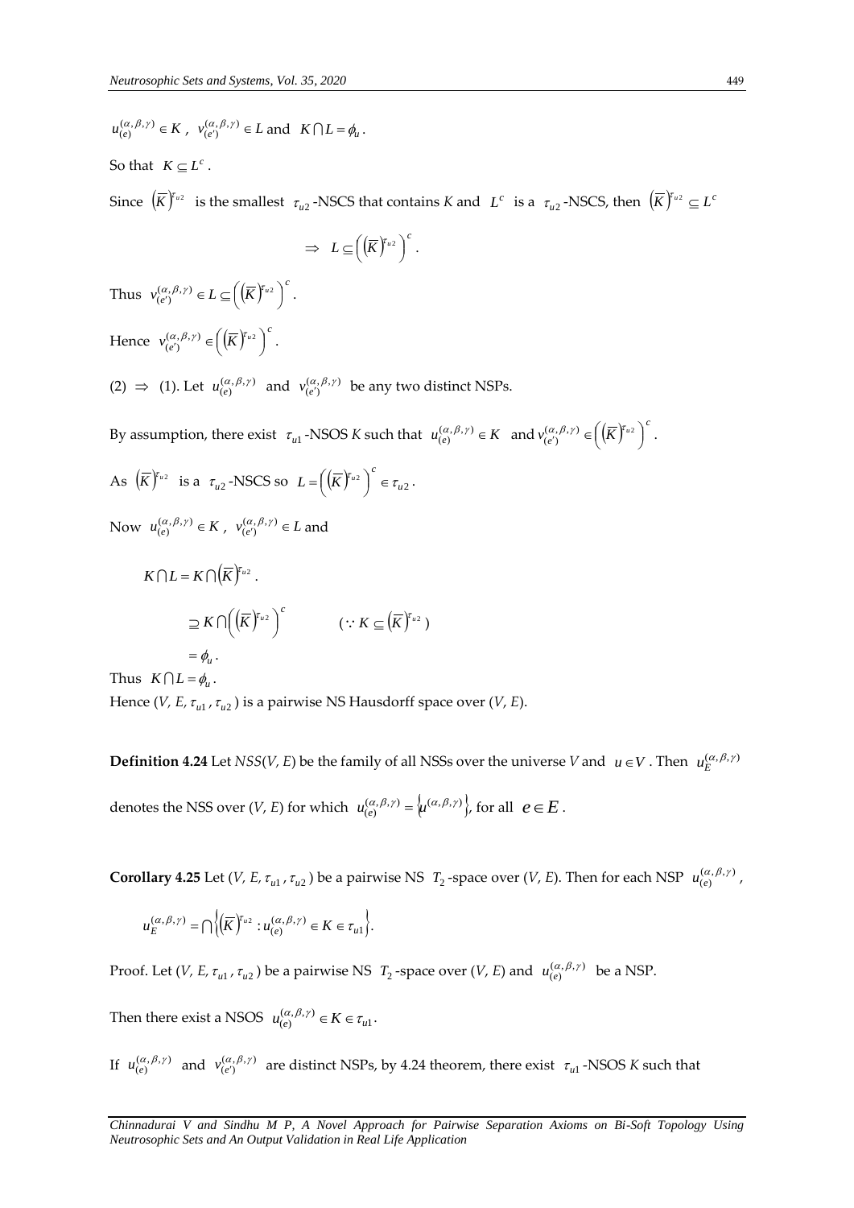$u_{(e)}^{(\alpha,\beta,\gamma)} \in K$ , $v_{(e')}^{(\alpha,\beta,\gamma)} \in L$ and $K \cap L = \phi_u$ .

So that $K \subseteq L^c$ .

Since $\left(\overline{K}\right)^{\tau_{u2}}$ is the smallest $\tau_{u2}$ -NSCS that contains *K* and $L^c$ is a $\tau_{u2}$ -NSCS, then $\left(\overline{K}\right)^{\tau_{u2}} \subseteq L^c$

$$\Rightarrow \; L \subseteq \left(\left(\overline{K}\right)^{\tau_{u2}}\right)^c .$$

Thus $v_{(e')}^{(\alpha,\beta,\gamma)} \in L \subseteq \left(\left(\overline{K}\right)^{\tau_{u2}}\right)^c$ .

Hence $v_{(e')}^{(\alpha,\beta,\gamma)} \in \left(\left(\overline{K}\right)^{\tau_{u2}}\right)^c$ .

(2) $\Rightarrow$ (1). Let $u_{(e)}^{(\alpha,\beta,\gamma)}$ and $v_{(e')}^{(\alpha,\beta,\gamma)}$ be any two distinct NSPs.

By assumption, there exist $\tau_{u1}$ -NSOS *K* such that $u_{(e)}^{(\alpha,\beta,\gamma)} \in K$ and $v_{(e')}^{(\alpha,\beta,\gamma)} \in \left(\left(\overline{K}\right)^{\tau_{u2}}\right)^c$ .

As $\left(\overline{K}\right)^{\tau_{u2}}$ is a $\tau_{u2}$ -NSCS so $L = \left(\left(\overline{K}\right)^{\tau_{u2}}\right)^c \in \tau_{u2}$ .

Now $u_{(e)}^{(\alpha,\beta,\gamma)} \in K$ , $v_{(e')}^{(\alpha,\beta,\gamma)} \in L$ and

$$K \cap L = K \cap \left(\overline{K}\right)^{\tau_{u2}} .$$

$$\supseteq K \cap \left(\left(\overline{K}\right)^{\tau_{u2}}\right)^c \qquad (\because K \subseteq \left(\overline{K}\right)^{\tau_{u2}})$$

$$= \phi_u .$$

Thus $K \cap L = \phi_u$ .

Hence (*V, E*, $\tau_{u1}$ , $\tau_{u2}$ ) is a pairwise NS Hausdorff space over (*V, E*).

**Definition 4.24** Let *NSS*(*V, E*) be the family of all NSSs over the universe *V* and $u \in V$ . Then $u_E^{(\alpha,\beta,\gamma)}$ denotes the NSS over (*V, E*) for which $u_{(e)}^{(\alpha,\beta,\gamma)} = \left\{u^{(\alpha,\beta,\gamma)}\right\}$, for all $e \in E$ .

**Corollary 4.25** Let (*V, E*, $\tau_{u1}$ , $\tau_{u2}$ ) be a pairwise NS $T_2$ -space over (*V, E*). Then for each NSP $u_{(e)}^{(\alpha,\beta,\gamma)}$ ,

$$u_E^{(\alpha,\beta,\gamma)} = \bigcap \left\{ \left(\overline{K}\right)^{\tau_{u2}} : u_{(e)}^{(\alpha,\beta,\gamma)} \in K \in \tau_{u1} \right\}.$$

Proof. Let (*V, E*, $\tau_{u1}$ , $\tau_{u2}$ ) be a pairwise NS $T_2$ -space over (*V, E*) and $u_{(e)}^{(\alpha,\beta,\gamma)}$ be a NSP.

Then there exist a NSOS $u_{(e)}^{(\alpha,\beta,\gamma)} \in K \in \tau_{u1}$.

If $u_{(e)}^{(\alpha,\beta,\gamma)}$ and $v_{(e')}^{(\alpha,\beta,\gamma)}$ are distinct NSPs, by 4.24 theorem, there exist $\tau_{u1}$ -NSOS *K* such that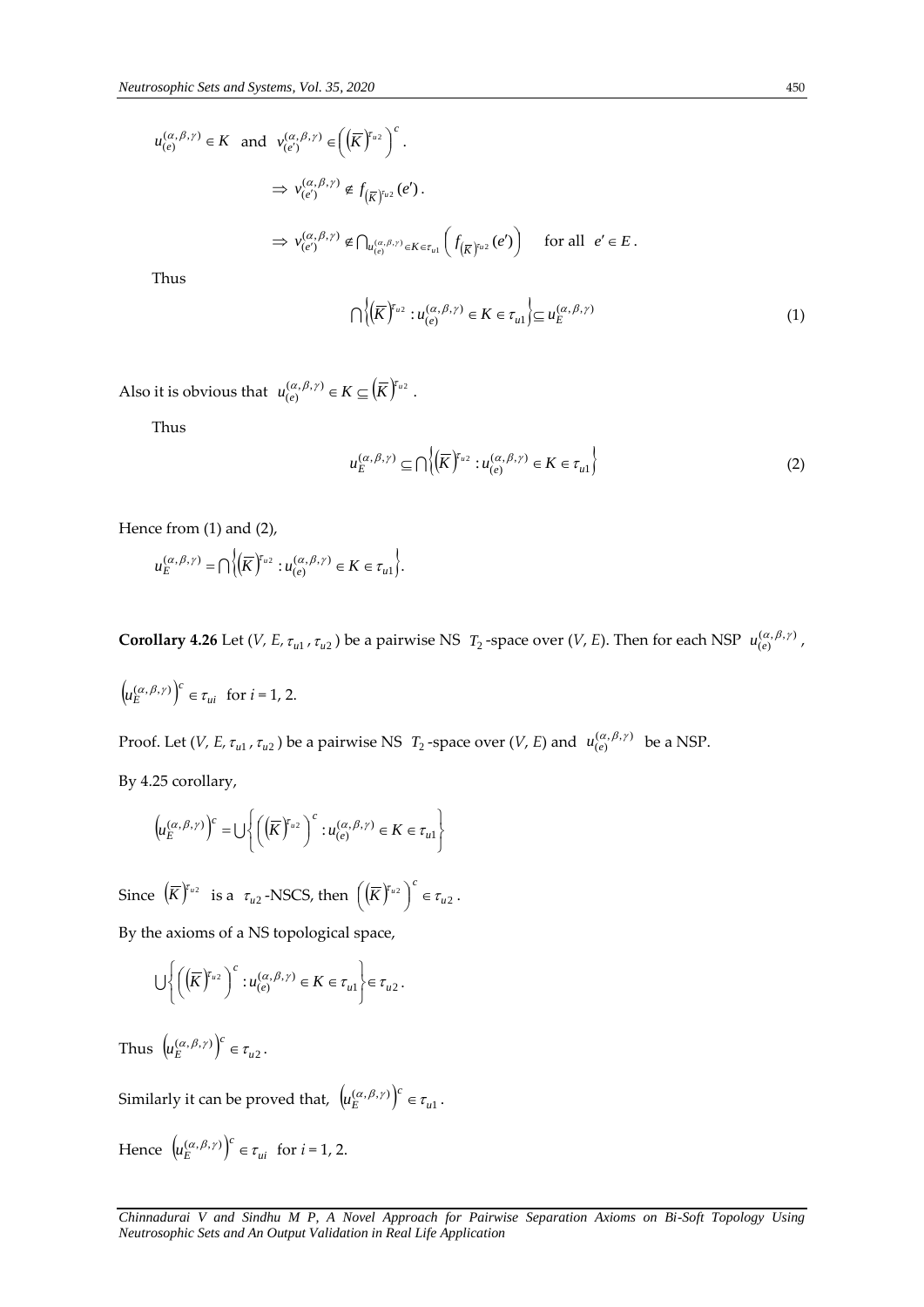$u_{(e)}^{(\alpha,\beta,\gamma)} \in K$ and $v_{(e')}^{(\alpha,\beta,\gamma)} \in \left(\left(\overline{K}\right)^{\tau_{u2}}\right)^{c}$.

$$\Rightarrow v_{(e')}^{(\alpha,\beta,\gamma)} \notin f_{\left(\overline{K}\right)^{\tau_{u2}}}(e').$$

$$\Rightarrow v_{(e')}^{(\alpha,\beta,\gamma)} \notin \bigcap_{u_{(e)}^{(\alpha,\beta,\gamma)} \in K \in \tau_{u1}} \left( f_{\left(\overline{K}\right)^{\tau_{u2}}}(e') \right) \quad \text{for all } e' \in E.$$

Thus

$$\bigcap \left\{ \left(\overline{K}\right)^{\tau_{u2}} : u_{(e)}^{(\alpha,\beta,\gamma)} \in K \in \tau_{u1} \right\} \subseteq u_{E}^{(\alpha,\beta,\gamma)} \tag{1}$$

Also it is obvious that $u_{(e)}^{(\alpha,\beta,\gamma)} \in K \subseteq \left(\overline{K}\right)^{\tau_{u2}}$.

Thus

$$u_{E}^{(\alpha,\beta,\gamma)} \subseteq \bigcap \left\{ \left(\overline{K}\right)^{\tau_{u2}} : u_{(e)}^{(\alpha,\beta,\gamma)} \in K \in \tau_{u1} \right\} \tag{2}$$

Hence from (1) and (2),

$$u_{E}^{(\alpha,\beta,\gamma)} = \bigcap \left\{ \left(\overline{K}\right)^{\tau_{u2}} : u_{(e)}^{(\alpha,\beta,\gamma)} \in K \in \tau_{u1} \right\}.$$

**Corollary 4.26** Let ($V$, $E$, $\tau_{u1}$, $\tau_{u2}$) be a pairwise NS $T_2$-space over ($V$, $E$). Then for each NSP $u_{(e)}^{(\alpha,\beta,\gamma)}$, $\left(u_{E}^{(\alpha,\beta,\gamma)}\right)^{c} \in \tau_{ui}$ for $i$ = 1, 2.

Proof. Let ($V$, $E$, $\tau_{u1}$, $\tau_{u2}$) be a pairwise NS $T_2$-space over ($V$, $E$) and $u_{(e)}^{(\alpha,\beta,\gamma)}$ be a NSP.

By 4.25 corollary,

$$\left(u_{E}^{(\alpha,\beta,\gamma)}\right)^{c} = \bigcup \left\{ \left(\left(\overline{K}\right)^{\tau_{u2}}\right)^{c} : u_{(e)}^{(\alpha,\beta,\gamma)} \in K \in \tau_{u1} \right\}$$

Since $\left(\overline{K}\right)^{\tau_{u2}}$ is a $\tau_{u2}$-NSCS, then $\left(\left(\overline{K}\right)^{\tau_{u2}}\right)^{c} \in \tau_{u2}$.

By the axioms of a NS topological space,

$$\bigcup \left\{ \left(\left(\overline{K}\right)^{\tau_{u2}}\right)^{c} : u_{(e)}^{(\alpha,\beta,\gamma)} \in K \in \tau_{u1} \right\} \in \tau_{u2}.$$

Thus $\left(u_{E}^{(\alpha,\beta,\gamma)}\right)^{c} \in \tau_{u2}$.

Similarly it can be proved that, $\left(u_{E}^{(\alpha,\beta,\gamma)}\right)^{c} \in \tau_{u1}$.

Hence $\left(u_{E}^{(\alpha,\beta,\gamma)}\right)^{c} \in \tau_{ui}$ for $i$ = 1, 2.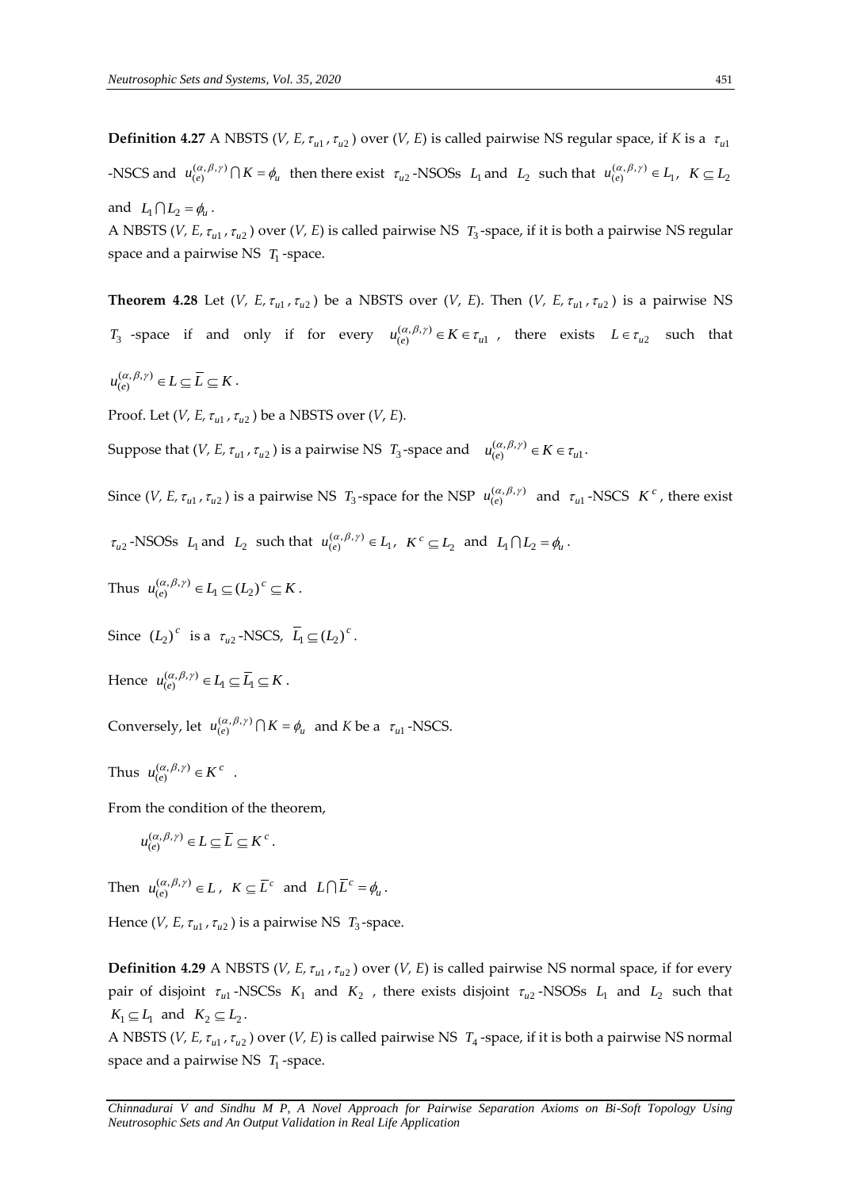**Definition 4.27** A NBSTS (*V, E,* $\tau_{u1}$ , $\tau_{u2}$ ) over (*V, E*) is called pairwise NS regular space, if *K* is a $\tau_{u1}$ -NSCS and $u_{(e)}^{(\alpha,\beta,\gamma)} \cap K = \phi_u$ then there exist $\tau_{u2}$-NSOSs $L_1$ and $L_2$ such that $u_{(e)}^{(\alpha,\beta,\gamma)} \in L_1$, $K \subseteq L_2$ and $L_1 \cap L_2 = \phi_u$.

A NBSTS (*V, E,* $\tau_{u1}$ , $\tau_{u2}$ ) over (*V, E*) is called pairwise NS $T_3$-space, if it is both a pairwise NS regular space and a pairwise NS $T_1$-space.

**Theorem 4.28** Let (*V, E,* $\tau_{u1}$ , $\tau_{u2}$ ) be a NBSTS over (*V, E*). Then (*V, E,* $\tau_{u1}$ , $\tau_{u2}$ ) is a pairwise NS $T_3$ -space if and only if for every $u_{(e)}^{(\alpha,\beta,\gamma)} \in K \in \tau_{u1}$ , there exists $L \in \tau_{u2}$ such that $u_{(e)}^{(\alpha,\beta,\gamma)} \in L \subseteq \overline{L} \subseteq K$.

Proof. Let (*V, E,* $\tau_{u1}$ , $\tau_{u2}$ ) be a NBSTS over (*V, E*).

Suppose that (*V, E,* $\tau_{u1}$ , $\tau_{u2}$ ) is a pairwise NS $T_3$-space and $u_{(e)}^{(\alpha,\beta,\gamma)} \in K \in \tau_{u1}$.

Since (*V, E,* $\tau_{u1}$ , $\tau_{u2}$ ) is a pairwise NS $T_3$-space for the NSP $u_{(e)}^{(\alpha,\beta,\gamma)}$ and $\tau_{u1}$-NSCS $K^c$, there exist $\tau_{u2}$-NSOSs $L_1$ and $L_2$ such that $u_{(e)}^{(\alpha,\beta,\gamma)} \in L_1$, $K^c \subseteq L_2$ and $L_1 \cap L_2 = \phi_u$.

Thus $u_{(e)}^{(\alpha,\beta,\gamma)} \in L_1 \subseteq (L_2)^c \subseteq K$.

Since $(L_2)^c$ is a $\tau_{u2}$-NSCS, $\overline{L}_1 \subseteq (L_2)^c$.

Hence $u_{(e)}^{(\alpha,\beta,\gamma)} \in L_1 \subseteq \overline{L}_1 \subseteq K$.

Conversely, let $u_{(e)}^{(\alpha,\beta,\gamma)} \cap K = \phi_u$ and *K* be a $\tau_{u1}$-NSCS.

Thus $u_{(e)}^{(\alpha,\beta,\gamma)} \in K^c$ .

From the condition of the theorem,

$$u_{(e)}^{(\alpha,\beta,\gamma)} \in L \subseteq \overline{L} \subseteq K^c.$$

Then $u_{(e)}^{(\alpha,\beta,\gamma)} \in L$ , $K \subseteq \overline{L}^c$ and $L \cap \overline{L}^c = \phi_u$.

Hence (*V, E,* $\tau_{u1}$ , $\tau_{u2}$ ) is a pairwise NS $T_3$-space.

**Definition 4.29** A NBSTS (*V, E,* $\tau_{u1}$ , $\tau_{u2}$ ) over (*V, E*) is called pairwise NS normal space, if for every pair of disjoint $\tau_{u1}$-NSCSs $K_1$ and $K_2$ , there exists disjoint $\tau_{u2}$-NSOSs $L_1$ and $L_2$ such that $K_1 \subseteq L_1$ and $K_2 \subseteq L_2$.

A NBSTS (*V, E,* $\tau_{u1}$ , $\tau_{u2}$ ) over (*V, E*) is called pairwise NS $T_4$-space, if it is both a pairwise NS normal space and a pairwise NS $T_1$-space.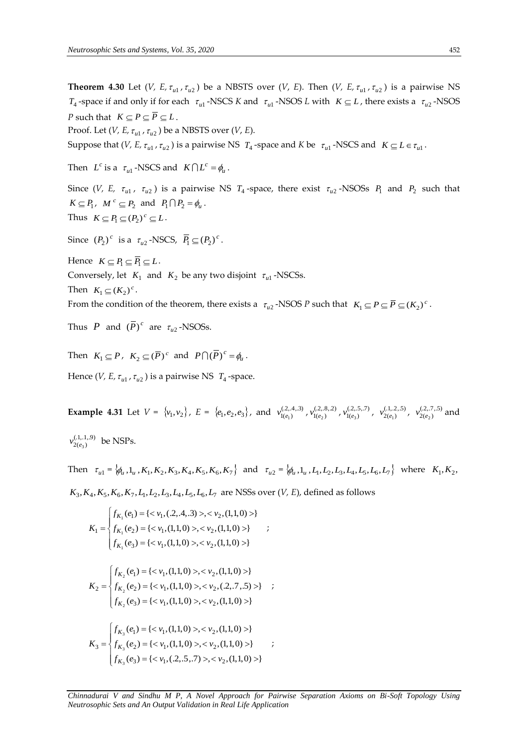**Theorem 4.30** Let $(V, E, \tau_{u1}, \tau_{u2})$ be a NBSTS over $(V, E)$. Then $(V, E, \tau_{u1}, \tau_{u2})$ is a pairwise NS $T_4$-space if and only if for each $\tau_{u1}$-NSCS $K$ and $\tau_{u1}$-NSOS $L$ with $K \subseteq L$, there exists a $\tau_{u2}$-NSOS $P$ such that $K \subseteq P \subseteq \overline{P} \subseteq L$.

Proof. Let $(V, E, \tau_{u1}, \tau_{u2})$ be a NBSTS over $(V, E)$.

Suppose that $(V, E, \tau_{u1}, \tau_{u2})$ is a pairwise NS $T_4$-space and $K$ be $\tau_{u1}$-NSCS and $K \subseteq L \in \tau_{u1}$.

Then $L^c$ is a $\tau_{u1}$-NSCS and $K \cap L^c = \phi_u$.

Since $(V, E, \tau_{u1}, \tau_{u2})$ is a pairwise NS $T_4$-space, there exist $\tau_{u2}$-NSOSs $P_1$ and $P_2$ such that $K \subseteq P_1$, $M^c \subseteq P_2$ and $P_1 \cap P_2 = \phi_u$.

Thus $K \subseteq P_1 \subseteq (P_2)^c \subseteq L$.

Since $(P_2)^c$ is a $\tau_{u2}$-NSCS, $\overline{P_1} \subseteq (P_2)^c$.

Hence $K \subseteq P_1 \subseteq \overline{P_1} \subseteq L$.

Conversely, let $K_1$ and $K_2$ be any two disjoint $\tau_{u1}$-NSCSs.

Then $K_1 \subseteq (K_2)^c$.

From the condition of the theorem, there exists a $\tau_{u2}$-NSOS $P$ such that $K_1 \subseteq P \subseteq \overline{P} \subseteq (K_2)^c$.

Thus $P$ and $(\overline{P})^c$ are $\tau_{u2}$-NSOSs.

Then $K_1 \subseteq P$, $K_2 \subseteq (\overline{P})^c$ and $P \cap (\overline{P})^c = \phi_u$.

Hence $(V, E, \tau_{u1}, \tau_{u2})$ is a pairwise NS $T_4$-space.

**Example 4.31** Let $V = \{v_1, v_2\}$, $E = \{e_1, e_2, e_3\}$, and $v_{1(e_1)}^{(.2,.4,.3)}$, $v_{1(e_2)}^{(.2,.8,.2)}$, $v_{1(e_3)}^{(.2,.5,.7)}$, $v_{2(e_1)}^{(.1,.2,.5)}$, $v_{2(e_2)}^{(.2,.7,.5)}$ and $v_{2(e_3)}^{(.1,.1,.9)}$ be NSPs.

Then $\tau_{u1} = \{\phi_u, 1_u, K_1, K_2, K_3, K_4, K_5, K_6, K_7\}$ and $\tau_{u2} = \{\phi_u, 1_u, L_1, L_2, L_3, L_4, L_5, L_6, L_7\}$ where $K_1, K_2, K_3, K_4, K_5, K_6, K_7, L_1, L_2, L_3, L_4, L_5, L_6, L_7$ are NSSs over $(V, E)$, defined as follows

$$K_1 = \begin{cases} f_{K_1}(e_1) = \{<v_1, (.2,.4,.3)>, <v_2, (1,1,0)>\} \\ f_{K_1}(e_2) = \{<v_1, (1,1,0)>, <v_2, (1,1,0)>\} \\ f_{K_1}(e_3) = \{<v_1, (1,1,0)>, <v_2, (1,1,0)>\} \end{cases};$$

$$K_2 = \begin{cases} f_{K_2}(e_1) = \{<v_1, (1,1,0)>, <v_2, (1,1,0)>\} \\ f_{K_2}(e_2) = \{<v_1, (1,1,0)>, <v_2, (.2,.7,.5)>\} \\ f_{K_2}(e_3) = \{<v_1, (1,1,0)>, <v_2, (1,1,0)>\} \end{cases};$$

$$K_3 = \begin{cases} f_{K_3}(e_1) = \{<v_1, (1,1,0)>, <v_2, (1,1,0)>\} \\ f_{K_3}(e_2) = \{<v_1, (1,1,0)>, <v_2, (1,1,0)>\} \\ f_{K_3}(e_3) = \{<v_1, (.2,.5,.7)>, <v_2, (1,1,0)>\} \end{cases};$$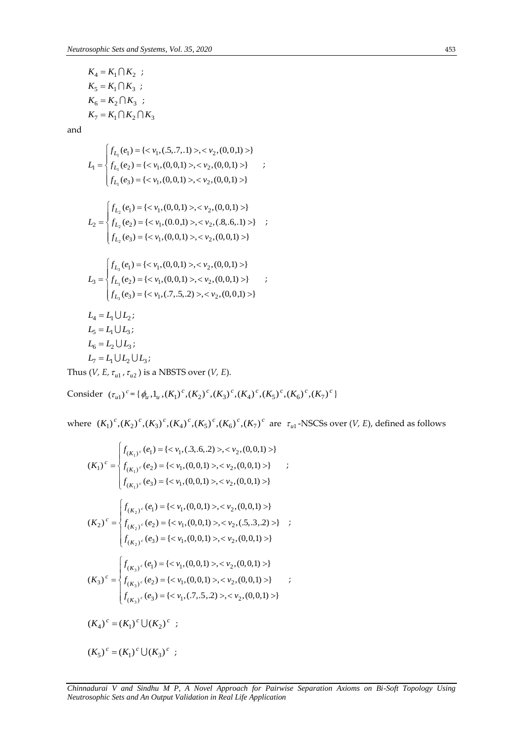$K_4 = K_1 \cap K_2$ ;
$K_5 = K_1 \cap K_3$ ;
$K_6 = K_2 \cap K_3$ ;
$K_7 = K_1 \cap K_2 \cap K_3$

and

$$L_1 = \begin{cases} f_{L_1}(e_1) = \{< v_1, (.5,.7,.1) >, < v_2, (0,0,1) >\} \\ f_{L_1}(e_2) = \{< v_1, (0,0,1) >, < v_2, (0,0,1) >\} \\ f_{L_1}(e_3) = \{< v_1, (0,0,1) >, < v_2, (0,0,1) >\} \end{cases} ;$$

$$L_2 = \begin{cases} f_{L_2}(e_1) = \{< v_1, (0,0,1) >, < v_2, (0,0,1) >\} \\ f_{L_2}(e_2) = \{< v_1, (0.0,1) >, < v_2, (.8,.6,.1) >\} \\ f_{L_2}(e_3) = \{< v_1, (0,0,1) >, < v_2, (0,0,1) >\} \end{cases} ;$$

$$L_3 = \begin{cases} f_{L_3}(e_1) = \{< v_1, (0,0,1) >, < v_2, (0,0,1) >\} \\ f_{L_3}(e_2) = \{< v_1, (0,0,1) >, < v_2, (0,0,1) >\} \\ f_{L_3}(e_3) = \{< v_1, (.7,.5,.2) >, < v_2, (0,0,1) >\} \end{cases} ;$$

$L_4 = L_1 \cup L_2$;
$L_5 = L_1 \cup L_3$;
$L_6 = L_2 \cup L_3$;
$L_7 = L_1 \cup L_2 \cup L_3$;

Thus $(V, E, \tau_{u1}, \tau_{u2})$ is a NBSTS over $(V, E)$.

Consider $(\tau_{u1})^c = \{\phi_u, 1_u, (K_1)^c, (K_2)^c, (K_3)^c, (K_4)^c, (K_5)^c, (K_6)^c, (K_7)^c\}$

where $(K_1)^c, (K_2)^c, (K_3)^c, (K_4)^c, (K_5)^c, (K_6)^c, (K_7)^c$ are $\tau_{u1}$-NSCSs over $(V, E)$, defined as follows

$$(K_1)^c = \begin{cases} f_{(K_1)^c}(e_1) = \{< v_1, (.3,.6,.2) >, < v_2, (0,0,1) >\} \\ f_{(K_1)^c}(e_2) = \{< v_1, (0,0,1) >, < v_2, (0,0,1) >\} \\ f_{(K_1)^c}(e_3) = \{< v_1, (0,0,1) >, < v_2, (0,0,1) >\} \end{cases} ;$$

$$(K_2)^c = \begin{cases} f_{(K_2)^c}(e_1) = \{< v_1, (0,0,1) >, < v_2, (0,0,1) >\} \\ f_{(K_2)^c}(e_2) = \{< v_1, (0,0,1) >, < v_2, (.5,.3,.2) >\} \\ f_{(K_2)^c}(e_3) = \{< v_1, (0,0,1) >, < v_2, (0,0,1) >\} \end{cases} ;$$

$$(K_3)^c = \begin{cases} f_{(K_3)^c}(e_1) = \{< v_1, (0,0,1) >, < v_2, (0,0,1) >\} \\ f_{(K_3)^c}(e_2) = \{< v_1, (0,0,1) >, < v_2, (0,0,1) >\} \\ f_{(K_3)^c}(e_3) = \{< v_1, (.7,.5,.2) >, < v_2, (0,0,1) >\} \end{cases} ;$$

$(K_4)^c = (K_1)^c \cup (K_2)^c$ ;

$(K_5)^c = (K_1)^c \cup (K_3)^c$ ;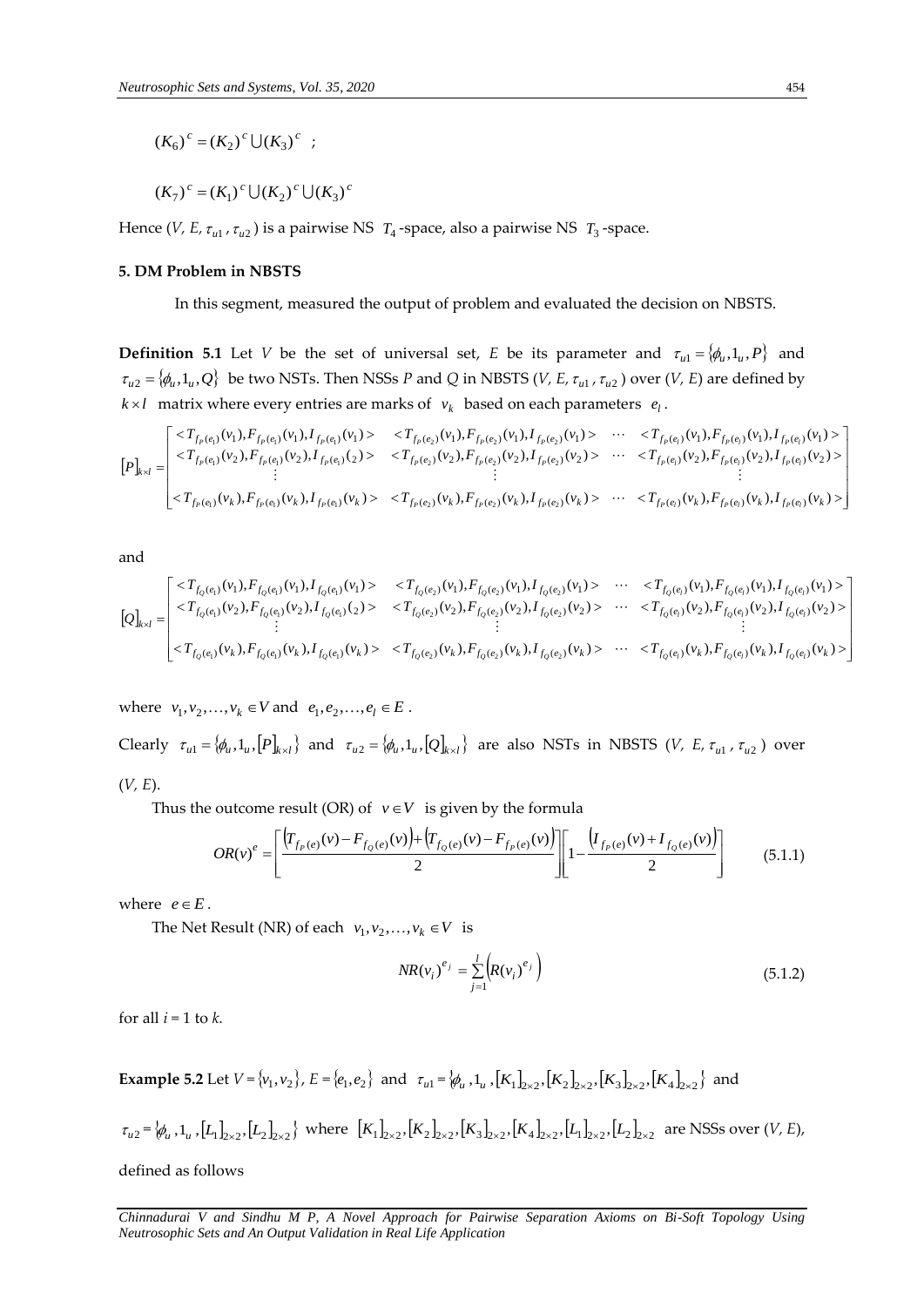$(K_6)^c = (K_2)^c \bigcup (K_3)^c$ ;

$(K_7)^c = (K_1)^c \bigcup (K_2)^c \bigcup (K_3)^c$

Hence ($V$, $E$, $\tau_{u1}$, $\tau_{u2}$) is a pairwise NS $T_4$-space, also a pairwise NS $T_3$-space.

## 5. DM Problem in NBSTS

In this segment, measured the output of problem and evaluated the decision on NBSTS.

**Definition 5.1** Let $V$ be the set of universal set, $E$ be its parameter and $\tau_{u1} = \{\phi_u, 1_u, P\}$ and $\tau_{u2} = \{\phi_u, 1_u, Q\}$ be two NSTs. Then NSSs $P$ and $Q$ in NBSTS ($V$, $E$, $\tau_{u1}$, $\tau_{u2}$) over ($V$, $E$) are defined by $k \times l$ matrix where every entries are marks of $v_k$ based on each parameters $e_l$.

$$[P]_{k\times l} = \begin{bmatrix} <T_{f_P(e_1)}(v_1), F_{f_P(e_1)}(v_1), I_{f_P(e_1)}(v_1)> & <T_{f_P(e_2)}(v_1), F_{f_P(e_2)}(v_1), I_{f_P(e_2)}(v_1)> & \cdots & <T_{f_P(e_l)}(v_1), F_{f_P(e_l)}(v_1), I_{f_P(e_l)}(v_1)> \\ <T_{f_P(e_1)}(v_2), F_{f_P(e_1)}(v_2), I_{f_P(e_1)}(_2)> & <T_{f_P(e_2)}(v_2), F_{f_P(e_2)}(v_2), I_{f_P(e_2)}(v_2)> & \cdots & <T_{f_P(e_l)}(v_2), F_{f_P(e_l)}(v_2), I_{f_P(e_l)}(v_2)> \\ \vdots & \vdots & & \vdots \\ <T_{f_P(e_1)}(v_k), F_{f_P(e_1)}(v_k), I_{f_P(e_1)}(v_k)> & <T_{f_P(e_2)}(v_k), F_{f_P(e_2)}(v_k), I_{f_P(e_2)}(v_k)> & \cdots & <T_{f_P(e_l)}(v_k), F_{f_P(e_l)}(v_k), I_{f_P(e_l)}(v_k)> \end{bmatrix}$$

and

$$[Q]_{k\times l} = \begin{bmatrix} <T_{f_Q(e_1)}(v_1), F_{f_Q(e_1)}(v_1), I_{f_Q(e_1)}(v_1)> & <T_{f_Q(e_2)}(v_1), F_{f_Q(e_2)}(v_1), I_{f_Q(e_2)}(v_1)> & \cdots & <T_{f_Q(e_l)}(v_1), F_{f_Q(e_l)}(v_1), I_{f_Q(e_l)}(v_1)> \\ <T_{f_Q(e_1)}(v_2), F_{f_Q(e_1)}(v_2), I_{f_Q(e_1)}(_2)> & <T_{f_Q(e_2)}(v_2), F_{f_Q(e_2)}(v_2), I_{f_Q(e_2)}(v_2)> & \cdots & <T_{f_Q(e_l)}(v_2), F_{f_Q(e_l)}(v_2), I_{f_Q(e_l)}(v_2)> \\ \vdots & \vdots & & \vdots \\ <T_{f_Q(e_1)}(v_k), F_{f_Q(e_1)}(v_k), I_{f_Q(e_1)}(v_k)> & <T_{f_Q(e_2)}(v_k), F_{f_Q(e_2)}(v_k), I_{f_Q(e_2)}(v_k)> & \cdots & <T_{f_Q(e_l)}(v_k), F_{f_Q(e_l)}(v_k), I_{f_Q(e_l)}(v_k)> \end{bmatrix}$$

where $v_1, v_2, \ldots, v_k \in V$ and $e_1, e_2, \ldots, e_l \in E$.

Clearly $\tau_{u1} = \{\phi_u, 1_u, [P]_{k\times l}\}$ and $\tau_{u2} = \{\phi_u, 1_u, [Q]_{k\times l}\}$ are also NSTs in NBSTS ($V$, $E$, $\tau_{u1}$, $\tau_{u2}$) over ($V$, $E$).

Thus the outcome result (OR) of $v \in V$ is given by the formula

$$OR(v)^e = \left[\frac{\left(T_{f_P(e)}(v) - F_{f_Q(e)}(v)\right) + \left(T_{f_Q(e)}(v) - F_{f_P(e)}(v)\right)}{2}\right]\left[1 - \frac{\left(I_{f_P(e)}(v) + I_{f_Q(e)}(v)\right)}{2}\right] \tag{5.1.1}$$

where $e \in E$.

The Net Result (NR) of each $v_1, v_2, \ldots, v_k \in V$ is

$$NR(v_i)^{e_j} = \sum_{j=1}^{l}\left(R(v_i)^{e_j}\right) \tag{5.1.2}$$

for all $i = 1$ to $k$.

**Example 5.2** Let $V = \{v_1, v_2\}$, $E = \{e_1, e_2\}$ and $\tau_{u1} = \{\phi_u, 1_u, [K_1]_{2\times 2}, [K_2]_{2\times 2}, [K_3]_{2\times 2}, [K_4]_{2\times 2}\}$ and $\tau_{u2} = \{\phi_u, 1_u, [L_1]_{2\times 2}, [L_2]_{2\times 2}\}$ where $[K_1]_{2\times 2}, [K_2]_{2\times 2}, [K_3]_{2\times 2}, [K_4]_{2\times 2}, [L_1]_{2\times 2}, [L_2]_{2\times 2}$ are NSSs over ($V$, $E$), defined as follows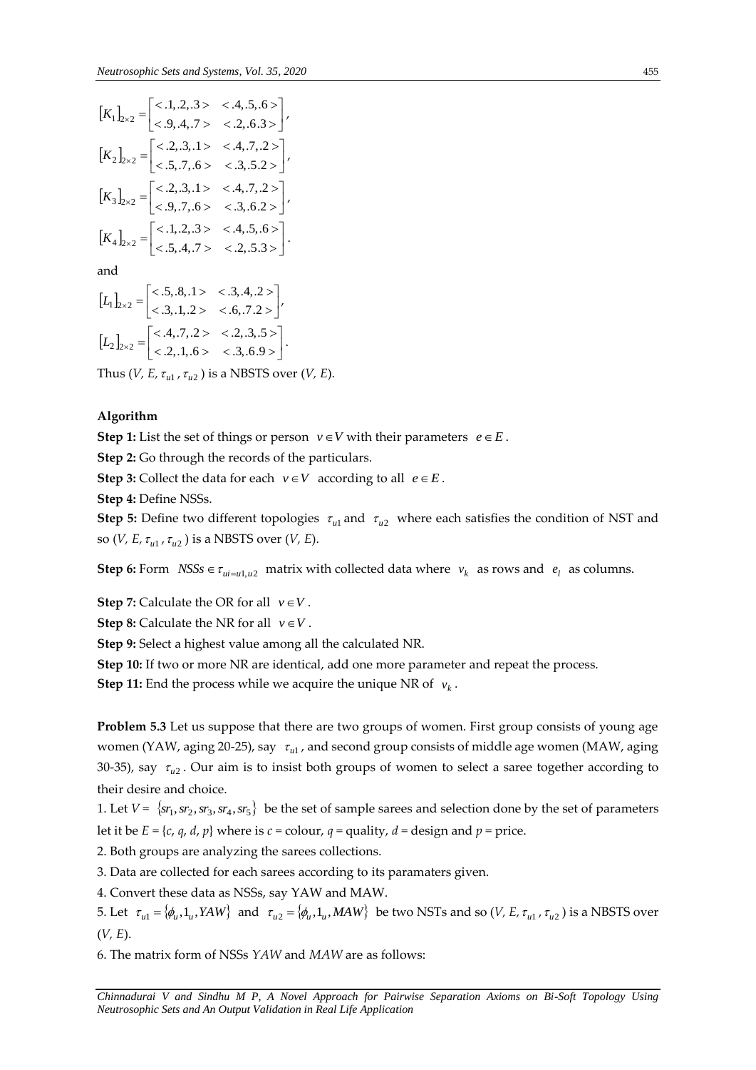$$[K_1]_{2\times 2} = \begin{bmatrix} <.1,.2,.3> & <.4,.5,.6> \\ <.9,.4,.7> & <.2,.6.3> \end{bmatrix},$$

$$[K_2]_{2\times 2} = \begin{bmatrix} <.2,.3,.1> & <.4,.7,.2> \\ <.5,.7,.6> & <.3,.5.2> \end{bmatrix},$$

$$[K_3]_{2\times 2} = \begin{bmatrix} <.2,.3,.1> & <.4,.7,.2> \\ <.9,.7,.6> & <.3,.6.2> \end{bmatrix},$$

$$[K_4]_{2\times 2} = \begin{bmatrix} <.1,.2,.3> & <.4,.5,.6> \\ <.5,.4,.7> & <.2,.5.3> \end{bmatrix}.$$

and

$$[L_1]_{2\times 2} = \begin{bmatrix} <.5,.8,.1> & <.3,.4,.2> \\ <.3,.1,.2> & <.6,.7.2> \end{bmatrix},$$

$$[L_2]_{2\times 2} = \begin{bmatrix} <.4,.7,.2> & <.2,.3,.5> \\ <.2,.1,.6> & <.3,.6.9> \end{bmatrix}.$$

Thus ($V, E, \tau_{u1}, \tau_{u2}$) is a NBSTS over ($V, E$).

**Algorithm**

**Step 1:** List the set of things or person $v \in V$ with their parameters $e \in E$.

**Step 2:** Go through the records of the particulars.

**Step 3:** Collect the data for each $v \in V$ according to all $e \in E$.

**Step 4:** Define NSSs.

**Step 5:** Define two different topologies $\tau_{u1}$ and $\tau_{u2}$ where each satisfies the condition of NST and so ($V, E, \tau_{u1}, \tau_{u2}$) is a NBSTS over ($V, E$).

**Step 6:** Form $NSSs \in \tau_{ui=u1,u2}$ matrix with collected data where $v_k$ as rows and $e_l$ as columns.

**Step 7:** Calculate the OR for all $v \in V$.

**Step 8:** Calculate the NR for all $v \in V$.

**Step 9:** Select a highest value among all the calculated NR.

**Step 10:** If two or more NR are identical, add one more parameter and repeat the process.

**Step 11:** End the process while we acquire the unique NR of $v_k$.

**Problem 5.3** Let us suppose that there are two groups of women. First group consists of young age women (YAW, aging 20-25), say $\tau_{u1}$, and second group consists of middle age women (MAW, aging 30-35), say $\tau_{u2}$. Our aim is to insist both groups of women to select a saree together according to their desire and choice.

1. Let $V = \{sr_1, sr_2, sr_3, sr_4, sr_5\}$ be the set of sample sarees and selection done by the set of parameters let it be $E = \{c, q, d, p\}$ where is $c$ = colour, $q$ = quality, $d$ = design and $p$ = price.

2. Both groups are analyzing the sarees collections.

3. Data are collected for each sarees according to its paramaters given.

4. Convert these data as NSSs, say YAW and MAW.

5. Let $\tau_{u1} = \{\phi_u, 1_u, YAW\}$ and $\tau_{u2} = \{\phi_u, 1_u, MAW\}$ be two NSTs and so ($V, E, \tau_{u1}, \tau_{u2}$) is a NBSTS over ($V, E$).

6. The matrix form of NSSs *YAW* and *MAW* are as follows: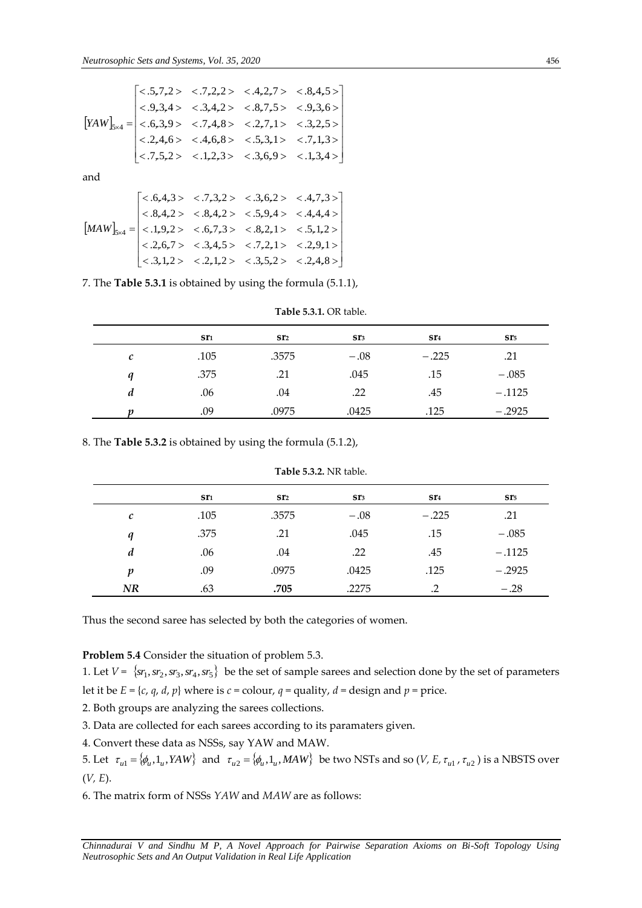$$[YAW]_{5\times4} = \begin{bmatrix} <.5,.7,.2> & <.7,.2,.2> & <.4,.2,.7> & <.8,.4,.5> \\ <.9,.3,.4> & <.3,.4,.2> & <.8,.7,.5> & <.9,.3,.6> \\ <.6,.3,.9> & <.7,.4,.8> & <.2,.7,.1> & <.3,.2,.5> \\ <.2,.4,.6> & <.4,.6,.8> & <.5,.3,.1> & <.7,.1,.3> \\ <.7,.5,.2> & <.1,.2,.3> & <.3,.6,.9> & <.1,.3,.4> \end{bmatrix}$$

and

$$[MAW]_{5\times4} = \begin{bmatrix} <.6,.4,.3> & <.7,.3,.2> & <.3,.6,.2> & <.4,.7,.3> \\ <.8,.4,.2> & <.8,.4,.2> & <.5,.9,.4> & <.4,.4,.4> \\ <.1,.9,.2> & <.6,.7,.3> & <.8,.2,.1> & <.5,.1,.2> \\ <.2,.6,.7> & <.3,.4,.5> & <.7,.2,.1> & <.2,.9,.1> \\ <.3,.1,.2> & <.2,.1,.2> & <.3,.5,.2> & <.2,.4,.8> \end{bmatrix}$$

7. The **Table 5.3.1** is obtained by using the formula (5.1.1),

**Table 5.3.1.** OR table.

| | $sr_1$ | $sr_2$ | $sr_3$ | $sr_4$ | $sr_5$ |
|---|---|---|---|---|---|
| $c$ | .105 | .3575 | $-.08$ | $-.225$ | .21 |
| $q$ | .375 | .21 | .045 | .15 | $-.085$ |
| $d$ | .06 | .04 | .22 | .45 | $-.1125$ |
| $p$ | .09 | .0975 | .0425 | .125 | $-.2925$ |

8. The **Table 5.3.2** is obtained by using the formula (5.1.2),

**Table 5.3.2.** NR table.

| | $sr_1$ | $sr_2$ | $sr_3$ | $sr_4$ | $sr_5$ |
|---|---|---|---|---|---|
| $c$ | .105 | .3575 | $-.08$ | $-.225$ | .21 |
| $q$ | .375 | .21 | .045 | .15 | $-.085$ |
| $d$ | .06 | .04 | .22 | .45 | $-.1125$ |
| $p$ | .09 | .0975 | .0425 | .125 | $-.2925$ |
| $NR$ | .63 | **.705** | .2275 | .2 | $-.28$ |

Thus the second saree has selected by both the categories of women.

**Problem 5.4** Consider the situation of problem 5.3.

1. Let $V = \{sr_1, sr_2, sr_3, sr_4, sr_5\}$ be the set of sample sarees and selection done by the set of parameters let it be $E = \{c, q, d, p\}$ where is $c$ = colour, $q$ = quality, $d$ = design and $p$ = price.
2. Both groups are analyzing the sarees collections.
3. Data are collected for each sarees according to its paramaters given.
4. Convert these data as NSSs, say YAW and MAW.
5. Let $\tau_{u1} = \{\phi_u, 1_u, YAW\}$ and $\tau_{u2} = \{\phi_u, 1_u, MAW\}$ be two NSTs and so $(V, E, \tau_{u1}, \tau_{u2})$ is a NBSTS over $(V, E)$.
6. The matrix form of NSSs *YAW* and *MAW* are as follows: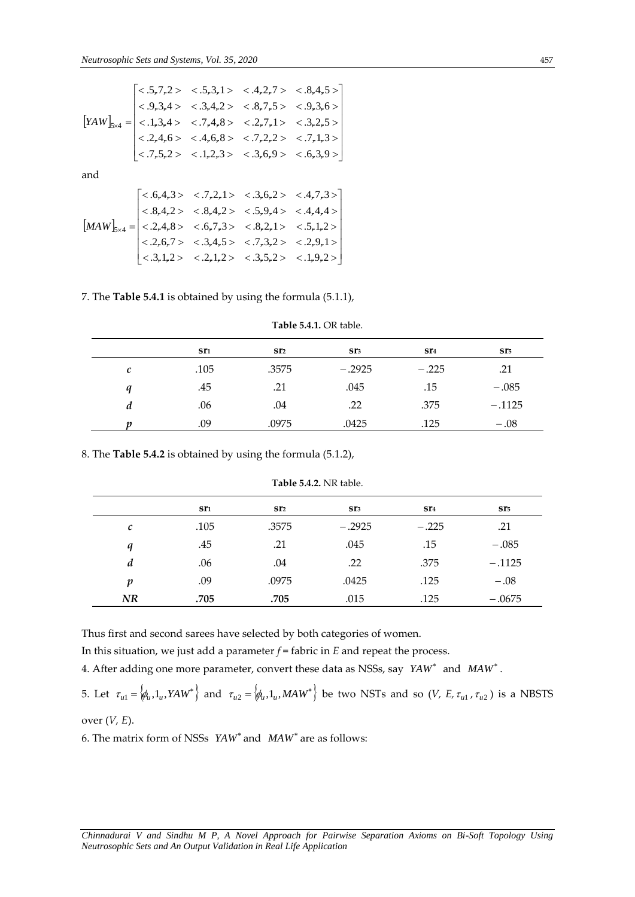$$[YAW]_{5\times 4} = \begin{bmatrix} <.5,.7,.2> & <.5,.3,.1> & <.4,.2,.7> & <.8,.4,.5> \\ <.9,.3,.4> & <.3,.4,.2> & <.8,.7,.5> & <.9,.3,.6> \\ <.1,.3,.4> & <.7,.4,.8> & <.2,.7,.1> & <.3,.2,.5> \\ <.2,.4,.6> & <.4,.6,.8> & <.7,.2,.2> & <.7,.1,.3> \\ <.7,.5,.2> & <.1,.2,.3> & <.3,.6,.9> & <.6,.3,.9> \end{bmatrix}$$

and

$$[MAW]_{5\times 4} = \begin{bmatrix} <.6,.4,.3> & <.7,.2,.1> & <.3,.6,.2> & <.4,.7,.3> \\ <.8,.4,.2> & <.8,.4,.2> & <.5,.9,.4> & <.4,.4,.4> \\ <.2,.4,.8> & <.6,.7,.3> & <.8,.2,.1> & <.5,.1,.2> \\ <.2,.6,.7> & <.3,.4,.5> & <.7,.3,.2> & <.2,.9,.1> \\ <.3,.1,.2> & <.2,.1,.2> & <.3,.5,.2> & <.1,.9,.2> \end{bmatrix}$$

7. The **Table 5.4.1** is obtained by using the formula (5.1.1),

**Table 5.4.1.** OR table.

| | $sr_1$ | $sr_2$ | $sr_3$ | $sr_4$ | $sr_5$ |
|---|---|---|---|---|---|
| $c$ | .105 | .3575 | $-.2925$ | $-.225$ | .21 |
| $q$ | .45 | .21 | .045 | .15 | $-.085$ |
| $d$ | .06 | .04 | .22 | .375 | $-.1125$ |
| $p$ | .09 | .0975 | .0425 | .125 | $-.08$ |

8. The **Table 5.4.2** is obtained by using the formula (5.1.2),

**Table 5.4.2.** NR table.

| | $sr_1$ | $sr_2$ | $sr_3$ | $sr_4$ | $sr_5$ |
|---|---|---|---|---|---|
| $c$ | .105 | .3575 | $-.2925$ | $-.225$ | .21 |
| $q$ | .45 | .21 | .045 | .15 | $-.085$ |
| $d$ | .06 | .04 | .22 | .375 | $-.1125$ |
| $p$ | .09 | .0975 | .0425 | .125 | $-.08$ |
| $NR$ | **.705** | **.705** | .015 | .125 | $-.0675$ |

Thus first and second sarees have selected by both categories of women.

In this situation, we just add a parameter $f$ = fabric in $E$ and repeat the process.

4. After adding one more parameter, convert these data as NSSs, say $YAW^*$ and $MAW^*$.

5. Let $\tau_{u1} = \{\phi_u, 1_u, YAW^*\}$ and $\tau_{u2} = \{\phi_u, 1_u, MAW^*\}$ be two NSTs and so ($V$, $E$, $\tau_{u1}$, $\tau_{u2}$) is a NBSTS over ($V$, $E$).

6. The matrix form of NSSs $YAW^*$ and $MAW^*$ are as follows: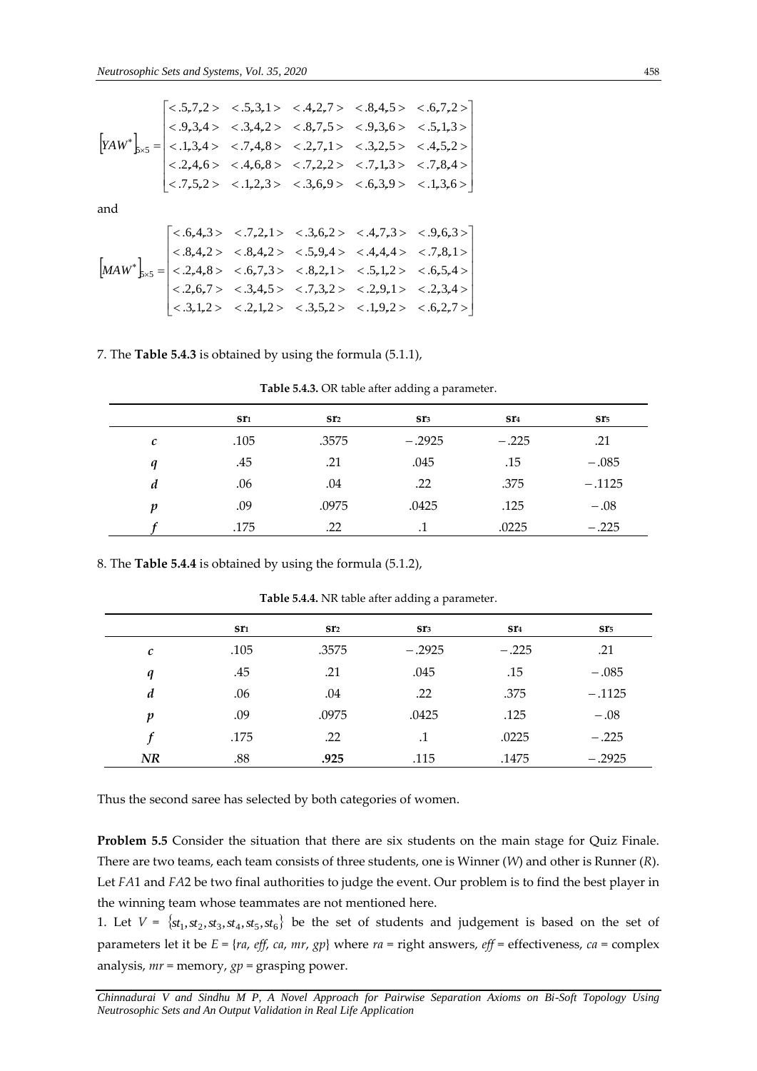$$
\left[YAW^{*}\right]_{5\times 5}=\begin{bmatrix}
<.5,.7,.2> & <.5,.3,.1> & <.4,.2,.7> & <.8,.4,.5> & <.6,.7,.2> \\
<.9,.3,.4> & <.3,.4,.2> & <.8,.7,.5> & <.9,.3,.6> & <.5,.1,.3> \\
<.1,.3,.4> & <.7,.4,.8> & <.2,.7,.1> & <.3,.2,.5> & <.4,.5,.2> \\
<.2,.4,.6> & <.4,.6,.8> & <.7,.2,.2> & <.7,.1,.3> & <.7,.8,.4> \\
<.7,.5,.2> & <.1,.2,.3> & <.3,.6,.9> & <.6,.3,.9> & <.1,.3,.6>
\end{bmatrix}
$$

and

$$
\left[MAW^{*}\right]_{5\times 5}=\begin{bmatrix}
<.6,.4,.3> & <.7,.2,.1> & <.3,.6,.2> & <.4,.7,.3> & <.9,.6,.3> \\
<.8,.4,.2> & <.8,.4,.2> & <.5,.9,.4> & <.4,.4,.4> & <.7,.8,.1> \\
<.2,.4,.8> & <.6,.7,.3> & <.8,.2,.1> & <.5,.1,.2> & <.6,.5,.4> \\
<.2,.6,.7> & <.3,.4,.5> & <.7,.3,.2> & <.2,.9,.1> & <.2,.3,.4> \\
<.3,.1,.2> & <.2,.1,.2> & <.3,.5,.2> & <.1,.9,.2> & <.6,.2,.7>
\end{bmatrix}
$$

7. The **Table 5.4.3** is obtained by using the formula (5.1.1),

**Table 5.4.3.** OR table after adding a parameter.

| | $sr_1$ | $sr_2$ | $sr_3$ | $sr_4$ | $sr_5$ |
|---|---|---|---|---|---|
| $c$ | .105 | .3575 | $-.2925$ | $-.225$ | .21 |
| $q$ | .45 | .21 | .045 | .15 | $-.085$ |
| $d$ | .06 | .04 | .22 | .375 | $-.1125$ |
| $p$ | .09 | .0975 | .0425 | .125 | $-.08$ |
| $f$ | .175 | .22 | .1 | .0225 | $-.225$ |

8. The **Table 5.4.4** is obtained by using the formula (5.1.2),

**Table 5.4.4.** NR table after adding a parameter.

| | $sr_1$ | $sr_2$ | $sr_3$ | $sr_4$ | $sr_5$ |
|---|---|---|---|---|---|
| $c$ | .105 | .3575 | $-.2925$ | $-.225$ | .21 |
| $q$ | .45 | .21 | .045 | .15 | $-.085$ |
| $d$ | .06 | .04 | .22 | .375 | $-.1125$ |
| $p$ | .09 | .0975 | .0425 | .125 | $-.08$ |
| $f$ | .175 | .22 | .1 | .0225 | $-.225$ |
| $NR$ | .88 | **.925** | .115 | .1475 | $-.2925$ |

Thus the second saree has selected by both categories of women.

**Problem 5.5** Consider the situation that there are six students on the main stage for Quiz Finale. There are two teams, each team consists of three students, one is Winner (*W*) and other is Runner (*R*). Let *FA*1 and *FA*2 be two final authorities to judge the event. Our problem is to find the best player in the winning team whose teammates are not mentioned here.

1. Let $V = \{st_1, st_2, st_3, st_4, st_5, st_6\}$ be the set of students and judgement is based on the set of parameters let it be $E = \{ra, eff, ca, mr, gp\}$ where $ra$ = right answers, $eff$ = effectiveness, $ca$ = complex analysis, $mr$ = memory, $gp$ = grasping power.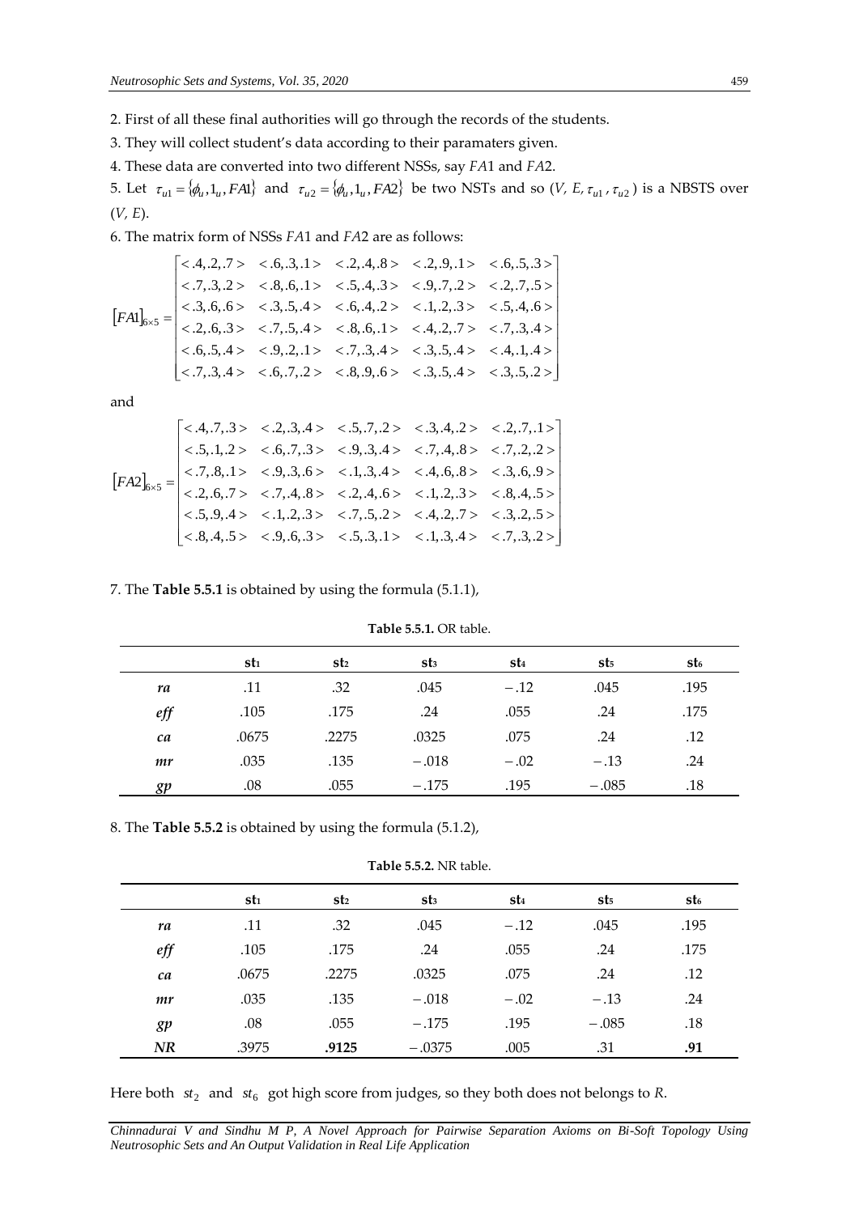2. First of all these final authorities will go through the records of the students.

3. They will collect student's data according to their paramaters given.

4. These data are converted into two different NSSs, say $FA1$ and $FA2$.

5. Let $\tau_{u1} = \{\phi_u, 1_u, FA1\}$ and $\tau_{u2} = \{\phi_u, 1_u, FA2\}$ be two NSTs and so $(V, E, \tau_{u1}, \tau_{u2})$ is a NBSTS over $(V, E)$.

6. The matrix form of NSSs $FA1$ and $FA2$ are as follows:

$$[FA1]_{6\times 5} = \begin{bmatrix} <.4,.2,.7> & <.6,.3,.1> & <.2,.4,.8> & <.2,.9,.1> & <.6,.5,.3> \\ <.7,.3,.2> & <.8,.6,.1> & <.5,.4,.3> & <.9,.7,.2> & <.2,.7,.5> \\ <.3,.6,.6> & <.3,.5,.4> & <.6,.4,.2> & <.1,.2,.3> & <.5,.4,.6> \\ <.2,.6,.3> & <.7,.5,.4> & <.8,.6,.1> & <.4,.2,.7> & <.7,.3,.4> \\ <.6,.5,.4> & <.9,.2,.1> & <.7,.3,.4> & <.3,.5,.4> & <.4,.1,.4> \\ <.7,.3,.4> & <.6,.7,.2> & <.8,.9,.6> & <.3,.5,.4> & <.3,.5,.2> \end{bmatrix}$$

and

$$[FA2]_{6\times 5} = \begin{bmatrix} <.4,.7,.3> & <.2,.3,.4> & <.5,.7,.2> & <.3,.4,.2> & <.2,.7,.1> \\ <.5,.1,.2> & <.6,.7,.3> & <.9,.3,.4> & <.7,.4,.8> & <.7,.2,.2> \\ <.7,.8,.1> & <.9,.3,.6> & <.1,.3,.4> & <.4,.6,.8> & <.3,.6,.9> \\ <.2,.6,.7> & <.7,.4,.8> & <.2,.4,.6> & <.1,.2,.3> & <.8,.4,.5> \\ <.5,.9,.4> & <.1,.2,.3> & <.7,.5,.2> & <.4,.2,.7> & <.3,.2,.5> \\ <.8,.4,.5> & <.9,.6,.3> & <.5,.3,.1> & <.1,.3,.4> & <.7,.3,.2> \end{bmatrix}$$

7. The **Table 5.5.1** is obtained by using the formula (5.1.1),

**Table 5.5.1.** OR table.

| | $st_1$ | $st_2$ | $st_3$ | $st_4$ | $st_5$ | $st_6$ |
|---|---|---|---|---|---|---|
| *ra* | .11 | .32 | .045 | −.12 | .045 | .195 |
| *eff* | .105 | .175 | .24 | .055 | .24 | .175 |
| *ca* | .0675 | .2275 | .0325 | .075 | .24 | .12 |
| *mr* | .035 | .135 | −.018 | −.02 | −.13 | .24 |
| *gp* | .08 | .055 | −.175 | .195 | −.085 | .18 |

8. The **Table 5.5.2** is obtained by using the formula (5.1.2),

**Table 5.5.2.** NR table.

| | $st_1$ | $st_2$ | $st_3$ | $st_4$ | $st_5$ | $st_6$ |
|---|---|---|---|---|---|---|
| *ra* | .11 | .32 | .045 | −.12 | .045 | .195 |
| *eff* | .105 | .175 | .24 | .055 | .24 | .175 |
| *ca* | .0675 | .2275 | .0325 | .075 | .24 | .12 |
| *mr* | .035 | .135 | −.018 | −.02 | −.13 | .24 |
| *gp* | .08 | .055 | −.175 | .195 | −.085 | .18 |
| *NR* | .3975 | **.9125** | −.0375 | .005 | .31 | **.91** |

Here both $st_2$ and $st_6$ got high score from judges, so they both does not belongs to $R$.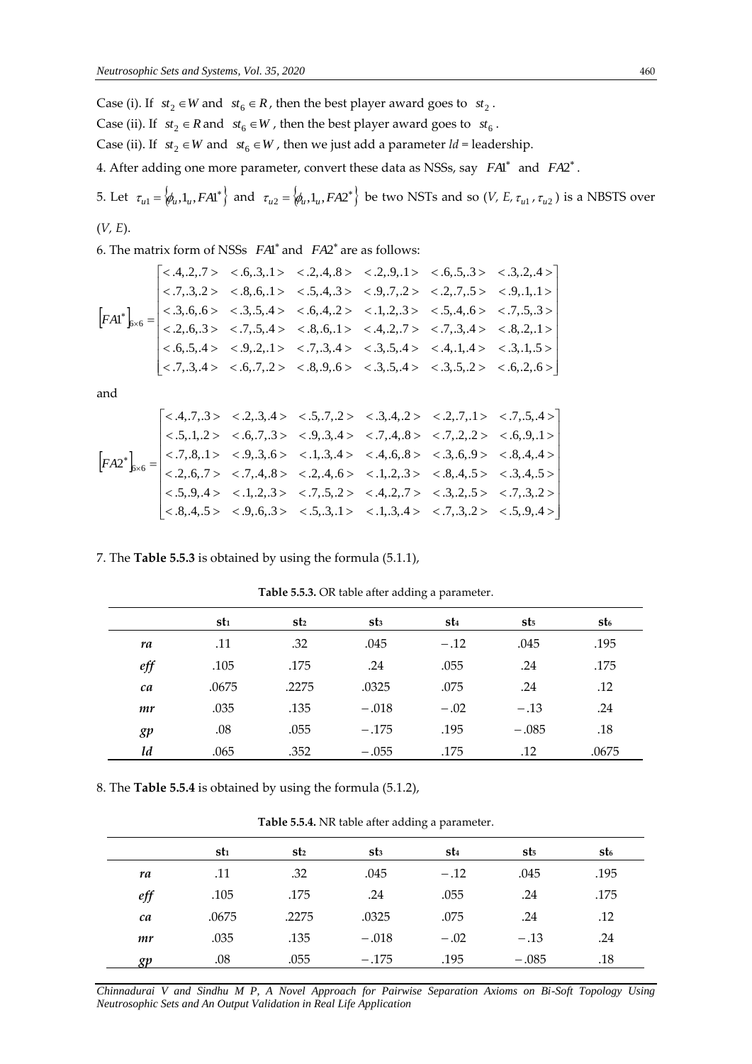Case (i). If $st_2 \in W$ and $st_6 \in R$, then the best player award goes to $st_2$.

Case (ii). If $st_2 \in R$ and $st_6 \in W$, then the best player award goes to $st_6$.

Case (ii). If $st_2 \in W$ and $st_6 \in W$, then we just add a parameter $ld$ = leadership.

4. After adding one more parameter, convert these data as NSSs, say $FA1^*$ and $FA2^*$.

5. Let $\tau_{u1} = \{\phi_u, 1_u, FA1^*\}$ and $\tau_{u2} = \{\phi_u, 1_u, FA2^*\}$ be two NSTs and so $(V, E, \tau_{u1}, \tau_{u2})$ is a NBSTS over $(V, E)$.

6. The matrix form of NSSs $FA1^*$ and $FA2^*$ are as follows:

$$
\left[FA1^*\right]_{6\times 6} = \begin{bmatrix} <.4,.2,.7> & <.6,.3,.1> & <.2,.4,.8> & <.2,.9,.1> & <.6,.5,.3> & <.3,.2,.4> \\ <.7,.3,.2> & <.8,.6,.1> & <.5,.4,.3> & <.9,.7,.2> & <.2,.7,.5> & <.9,.1,.1> \\ <.3,.6,.6> & <.3,.5,.4> & <.6,.4,.2> & <.1,.2,.3> & <.5,.4,.6> & <.7,.5,.3> \\ <.2,.6,.3> & <.7,.5,.4> & <.8,.6,.1> & <.4,.2,.7> & <.7,.3,.4> & <.8,.2,.1> \\ <.6,.5,.4> & <.9,.2,.1> & <.7,.3,.4> & <.3,.5,.4> & <.4,.1,.4> & <.3,.1,.5> \\ <.7,.3,.4> & <.6,.7,.2> & <.8,.9,.6> & <.3,.5,.4> & <.3,.5,.2> & <.6,.2,.6> \end{bmatrix}
$$

and

$$
\left[FA2^*\right]_{6\times 6} = \begin{bmatrix} <.4,.7,.3> & <.2,.3,.4> & <.5,.7,.2> & <.3,.4,.2> & <.2,.7,.1> & <.7,.5,.4> \\ <.5,.1,.2> & <.6,.7,.3> & <.9,.3,.4> & <.7,.4,.8> & <.7,.2,.2> & <.6,.9,.1> \\ <.7,.8,.1> & <.9,.3,.6> & <.1,.3,.4> & <.4,.6,.8> & <.3,.6,.9> & <.8,.4,.4> \\ <.2,.6,.7> & <.7,.4,.8> & <.2,.4,.6> & <.1,.2,.3> & <.8,.4,.5> & <.3,.4,.5> \\ <.5,.9,.4> & <.1,.2,.3> & <.7,.5,.2> & <.4,.2,.7> & <.3,.2,.5> & <.7,.3,.2> \\ <.8,.4,.5> & <.9,.6,.3> & <.5,.3,.1> & <.1,.3,.4> & <.7,.3,.2> & <.5,.9,.4> \end{bmatrix}
$$

7. The **Table 5.5.3** is obtained by using the formula (5.1.1),

**Table 5.5.3.** OR table after adding a parameter.

| | $st_1$ | $st_2$ | $st_3$ | $st_4$ | $st_5$ | $st_6$ |
|---|---|---|---|---|---|---|
| *ra* | .11 | .32 | .045 | $-.12$ | .045 | .195 |
| *eff* | .105 | .175 | .24 | .055 | .24 | .175 |
| *ca* | .0675 | .2275 | .0325 | .075 | .24 | .12 |
| *mr* | .035 | .135 | $-.018$ | $-.02$ | $-.13$ | .24 |
| *gp* | .08 | .055 | $-.175$ | .195 | $-.085$ | .18 |
| *ld* | .065 | .352 | $-.055$ | .175 | .12 | .0675 |

8. The **Table 5.5.4** is obtained by using the formula (5.1.2),

**Table 5.5.4.** NR table after adding a parameter.

| | $st_1$ | $st_2$ | $st_3$ | $st_4$ | $st_5$ | $st_6$ |
|---|---|---|---|---|---|---|
| *ra* | .11 | .32 | .045 | $-.12$ | .045 | .195 |
| *eff* | .105 | .175 | .24 | .055 | .24 | .175 |
| *ca* | .0675 | .2275 | .0325 | .075 | .24 | .12 |
| *mr* | .035 | .135 | $-.018$ | $-.02$ | $-.13$ | .24 |
| *gp* | .08 | .055 | $-.175$ | .195 | $-.085$ | .18 |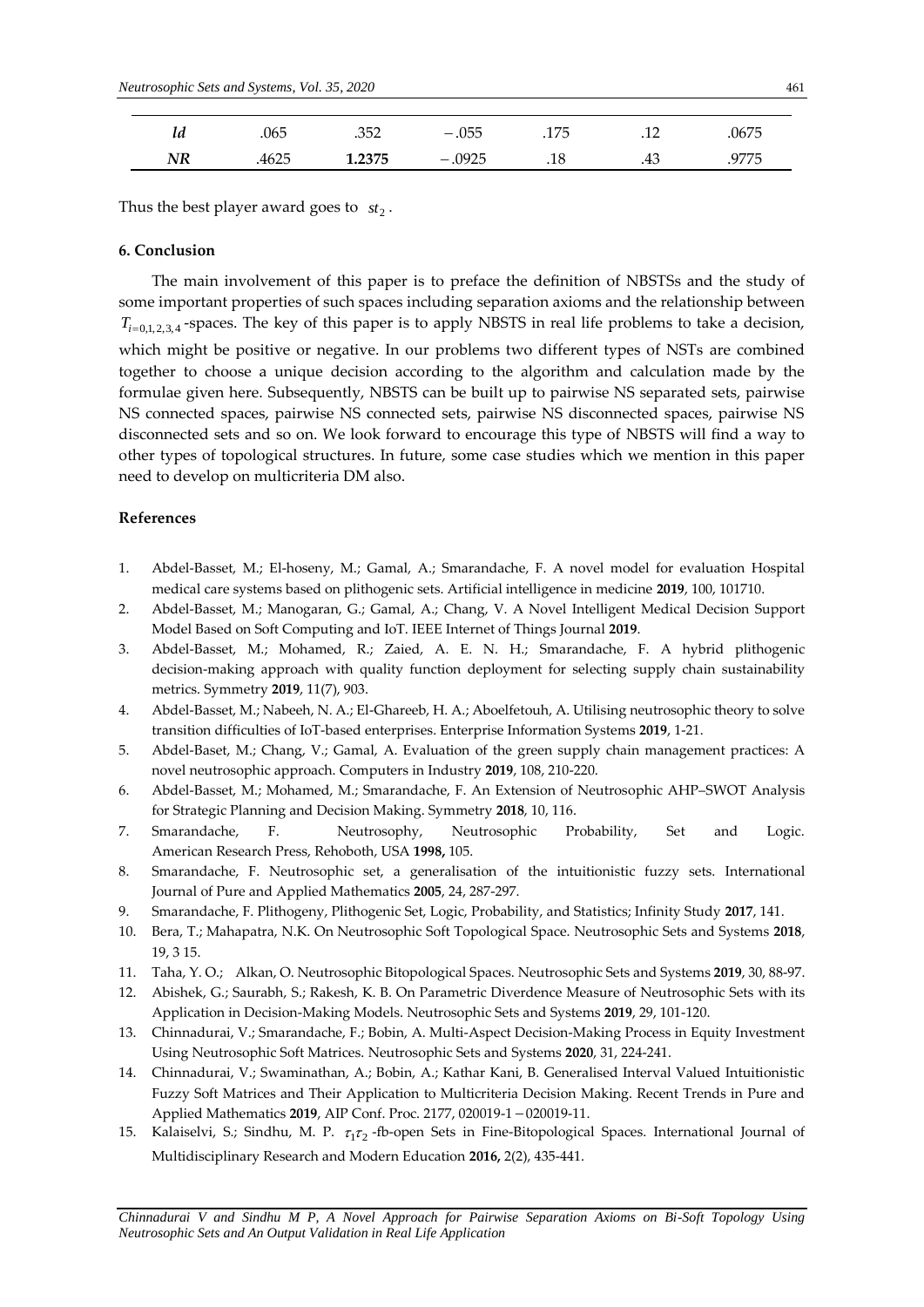| $Id$ | .065 | .352 | $-.055$ | .175 | .12 | .0675 |
|---|---|---|---|---|---|---|
| $NR$ | .4625 | **1.2375** | $-.0925$ | .18 | .43 | .9775 |

Thus the best player award goes to $st_2$.

### 6. Conclusion

The main involvement of this paper is to preface the definition of NBSTSs and the study of some important properties of such spaces including separation axioms and the relationship between $T_{i=0,1,2,3,4}$-spaces. The key of this paper is to apply NBSTS in real life problems to take a decision, which might be positive or negative. In our problems two different types of NSTs are combined together to choose a unique decision according to the algorithm and calculation made by the formulae given here. Subsequently, NBSTS can be built up to pairwise NS separated sets, pairwise NS connected spaces, pairwise NS connected sets, pairwise NS disconnected spaces, pairwise NS disconnected sets and so on. We look forward to encourage this type of NBSTS will find a way to other types of topological structures. In future, some case studies which we mention in this paper need to develop on multicriteria DM also.

### References

1. Abdel-Basset, M.; El-hoseny, M.; Gamal, A.; Smarandache, F. A novel model for evaluation Hospital medical care systems based on plithogenic sets. Artificial intelligence in medicine **2019**, 100, 101710.
2. Abdel-Basset, M.; Manogaran, G.; Gamal, A.; Chang, V. A Novel Intelligent Medical Decision Support Model Based on Soft Computing and IoT. IEEE Internet of Things Journal **2019**.
3. Abdel-Basset, M.; Mohamed, R.; Zaied, A. E. N. H.; Smarandache, F. A hybrid plithogenic decision-making approach with quality function deployment for selecting supply chain sustainability metrics. Symmetry **2019**, 11(7), 903.
4. Abdel-Basset, M.; Nabeeh, N. A.; El-Ghareeb, H. A.; Aboelfetouh, A. Utilising neutrosophic theory to solve transition difficulties of IoT-based enterprises. Enterprise Information Systems **2019**, 1-21.
5. Abdel-Baset, M.; Chang, V.; Gamal, A. Evaluation of the green supply chain management practices: A novel neutrosophic approach. Computers in Industry **2019**, 108, 210-220.
6. Abdel-Basset, M.; Mohamed, M.; Smarandache, F. An Extension of Neutrosophic AHP–SWOT Analysis for Strategic Planning and Decision Making. Symmetry **2018**, 10, 116.
7. Smarandache, F. Neutrosophy, Neutrosophic Probability, Set and Logic. American Research Press, Rehoboth, USA **1998,** 105.
8. Smarandache, F. Neutrosophic set, a generalisation of the intuitionistic fuzzy sets. International Journal of Pure and Applied Mathematics **2005**, 24, 287-297.
9. Smarandache, F. Plithogeny, Plithogenic Set, Logic, Probability, and Statistics; Infinity Study **2017**, 141.
10. Bera, T.; Mahapatra, N.K. On Neutrosophic Soft Topological Space. Neutrosophic Sets and Systems **2018**, 19, 3 15.
11. Taha, Y. O.; Alkan, O. Neutrosophic Bitopological Spaces. Neutrosophic Sets and Systems **2019**, 30, 88-97.
12. Abishek, G.; Saurabh, S.; Rakesh, K. B. On Parametric Diverdence Measure of Neutrosophic Sets with its Application in Decision-Making Models. Neutrosophic Sets and Systems **2019**, 29, 101-120.
13. Chinnadurai, V.; Smarandache, F.; Bobin, A. Multi-Aspect Decision-Making Process in Equity Investment Using Neutrosophic Soft Matrices. Neutrosophic Sets and Systems **2020**, 31, 224-241.
14. Chinnadurai, V.; Swaminathan, A.; Bobin, A.; Kathar Kani, B. Generalised Interval Valued Intuitionistic Fuzzy Soft Matrices and Their Application to Multicriteria Decision Making. Recent Trends in Pure and Applied Mathematics **2019**, AIP Conf. Proc. 2177, 020019-1 − 020019-11.
15. Kalaiselvi, S.; Sindhu, M. P. $\tau_1\tau_2$-fb-open Sets in Fine-Bitopological Spaces. International Journal of Multidisciplinary Research and Modern Education **2016,** 2(2), 435-441.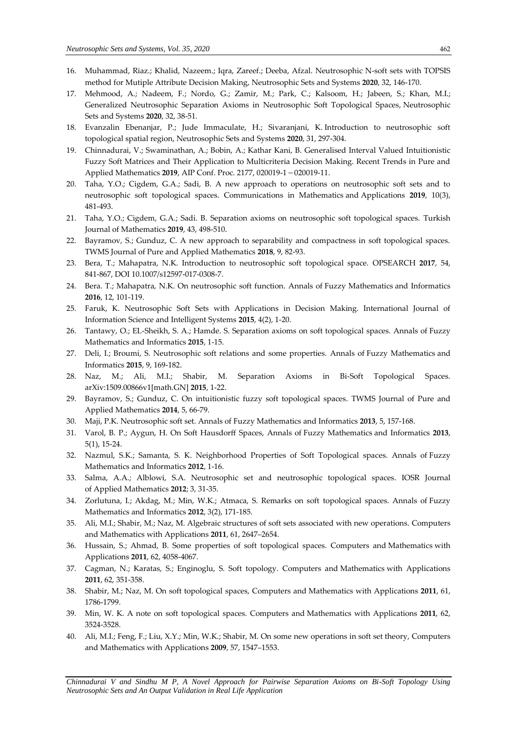16. Muhammad, Riaz.; Khalid, Nazeem.; Iqra, Zareef.; Deeba, Afzal. Neutrosophic N-soft sets with TOPSIS method for Mutiple Attribute Decision Making, Neutrosophic Sets and Systems **2020**, 32, 146-170.
17. Mehmood, A.; Nadeem, F.; Nordo, G.; Zamir, M.; Park, C.; Kalsoom, H.; Jabeen, S.; Khan, M.I.; Generalized Neutrosophic Separation Axioms in Neutrosophic Soft Topological Spaces, Neutrosophic Sets and Systems **2020**, 32, 38-51.
18. Evanzalin Ebenanjar, P.; Jude Immaculate, H.; Sivaranjani, K. Introduction to neutrosophic soft topological spatial region, Neutrosophic Sets and Systems **2020**, 31, 297-304.
19. Chinnadurai, V.; Swaminathan, A.; Bobin, A.; Kathar Kani, B. Generalised Interval Valued Intuitionistic Fuzzy Soft Matrices and Their Application to Multicriteria Decision Making. Recent Trends in Pure and Applied Mathematics **2019**, AIP Conf. Proc. 2177, 020019-1 − 020019-11.
20. Taha, Y.O.; Cigdem, G.A.; Sadi, B. A new approach to operations on neutrosophic soft sets and to neutrosophic soft topological spaces. Communications in Mathematics and Applications **2019**, 10(3), 481-493.
21. Taha, Y.O.; Cigdem, G.A.; Sadi. B. Separation axioms on neutrosophic soft topological spaces. Turkish Journal of Mathematics **2019**, 43, 498-510.
22. Bayramov, S.; Gunduz, C. A new approach to separability and compactness in soft topological spaces. TWMS Journal of Pure and Applied Mathematics **2018**, 9, 82-93.
23. Bera, T.; Mahapatra, N.K. Introduction to neutrosophic soft topological space. OPSEARCH **2017**, 54, 841-867, DOI 10.1007/s12597-017-0308-7.
24. Bera. T.; Mahapatra, N.K. On neutrosophic soft function. Annals of Fuzzy Mathematics and Informatics **2016**, 12, 101-119.
25. Faruk, K. Neutrosophic Soft Sets with Applications in Decision Making. International Journal of Information Science and Intelligent Systems **2015**, 4(2), 1-20.
26. Tantawy, O.; EL-Sheikh, S. A.; Hamde. S. Separation axioms on soft topological spaces. Annals of Fuzzy Mathematics and Informatics **2015**, 1-15.
27. Deli, I.; Broumi, S. Neutrosophic soft relations and some properties. Annals of Fuzzy Mathematics and Informatics **2015**, 9, 169-182.
28. Naz, M.; Ali, M.I.; Shabir, M. Separation Axioms in Bi-Soft Topological Spaces. arXiv:1509.00866v1[math.GN] **2015**, 1-22.
29. Bayramov, S.; Gunduz, C. On intuitionistic fuzzy soft topological spaces. TWMS Journal of Pure and Applied Mathematics **2014**, 5, 66-79.
30. Maji, P.K. Neutrosophic soft set. Annals of Fuzzy Mathematics and Informatics **2013**, 5, 157-168.
31. Varol, B. P.; Aygun, H. On Soft Hausdorff Spaces, Annals of Fuzzy Mathematics and Informatics **2013**, 5(1), 15-24.
32. Nazmul, S.K.; Samanta, S. K. Neighborhood Properties of Soft Topological spaces. Annals of Fuzzy Mathematics and Informatics **2012**, 1-16.
33. Salma, A.A.; Alblowi, S.A. Neutrosophic set and neutrosophic topological spaces. IOSR Journal of Applied Mathematics **2012**; 3, 31-35.
34. Zorlutuna, I.; Akdag, M.; Min, W.K.; Atmaca, S. Remarks on soft topological spaces. Annals of Fuzzy Mathematics and Informatics **2012**, 3(2), 171-185.
35. Ali, M.I.; Shabir, M.; Naz, M. Algebraic structures of soft sets associated with new operations. Computers and Mathematics with Applications **2011**, 61, 2647–2654.
36. Hussain, S.; Ahmad, B. Some properties of soft topological spaces. Computers and Mathematics with Applications **2011**, 62, 4058-4067.
37. Cagman, N.; Karatas, S.; Enginoglu, S. Soft topology. Computers and Mathematics with Applications **2011**, 62, 351-358.
38. Shabir, M.; Naz, M. On soft topological spaces, Computers and Mathematics with Applications **2011**, 61, 1786-1799.
39. Min, W. K. A note on soft topological spaces. Computers and Mathematics with Applications **2011**, 62, 3524-3528.
40. Ali, M.I.; Feng, F.; Liu, X.Y.; Min, W.K.; Shabir, M. On some new operations in soft set theory, Computers and Mathematics with Applications **2009**, 57, 1547–1553.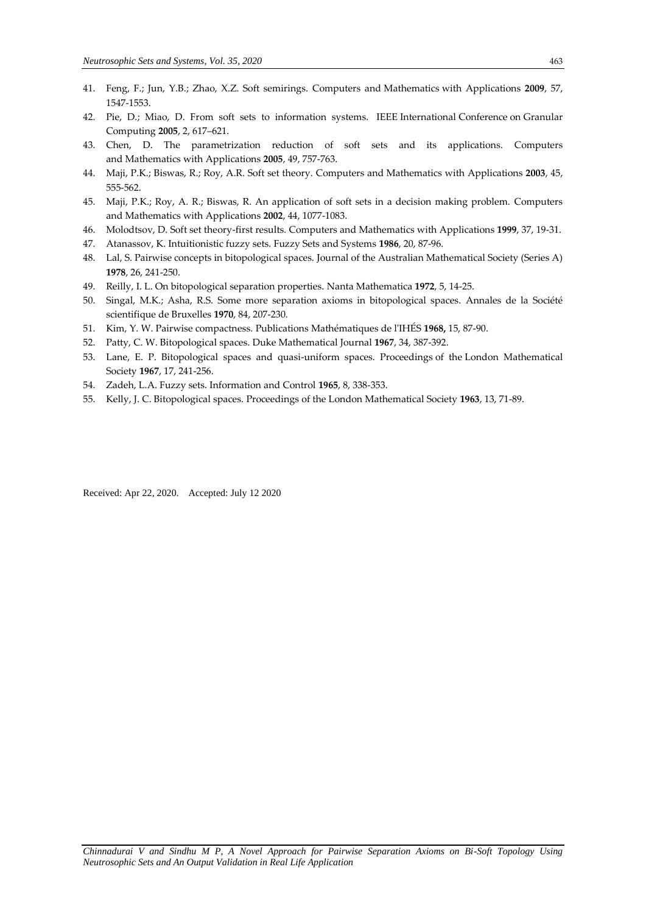41. Feng, F.; Jun, Y.B.; Zhao, X.Z. Soft semirings. Computers and Mathematics with Applications **2009**, 57, 1547-1553.
42. Pie, D.; Miao, D. From soft sets to information systems. IEEE International Conference on Granular Computing **2005**, 2, 617–621.
43. Chen, D. The parametrization reduction of soft sets and its applications. Computers and Mathematics with Applications **2005**, 49, 757-763.
44. Maji, P.K.; Biswas, R.; Roy, A.R. Soft set theory. Computers and Mathematics with Applications **2003**, 45, 555-562.
45. Maji, P.K.; Roy, A. R.; Biswas, R. An application of soft sets in a decision making problem. Computers and Mathematics with Applications **2002**, 44, 1077-1083.
46. Molodtsov, D. Soft set theory-first results. Computers and Mathematics with Applications **1999**, 37, 19-31.
47. Atanassov, K. Intuitionistic fuzzy sets. Fuzzy Sets and Systems **1986**, 20, 87-96.
48. Lal, S. Pairwise concepts in bitopological spaces. Journal of the Australian Mathematical Society (Series A) **1978**, 26, 241-250.
49. Reilly, I. L. On bitopological separation properties. Nanta Mathematica **1972**, 5, 14-25.
50. Singal, M.K.; Asha, R.S. Some more separation axioms in bitopological spaces. Annales de la Société scientifique de Bruxelles **1970**, 84, 207-230.
51. Kim, Y. W. Pairwise compactness. Publications Mathématiques de l'IHÉS **1968,** 15, 87-90.
52. Patty, C. W. Bitopological spaces. Duke Mathematical Journal **1967**, 34, 387-392.
53. Lane, E. P. Bitopological spaces and quasi-uniform spaces. Proceedings of the London Mathematical Society **1967**, 17, 241-256.
54. Zadeh, L.A. Fuzzy sets. Information and Control **1965**, 8, 338-353.
55. Kelly, J. C. Bitopological spaces. Proceedings of the London Mathematical Society **1963**, 13, 71-89.

Received: Apr 22, 2020. Accepted: July 12 2020